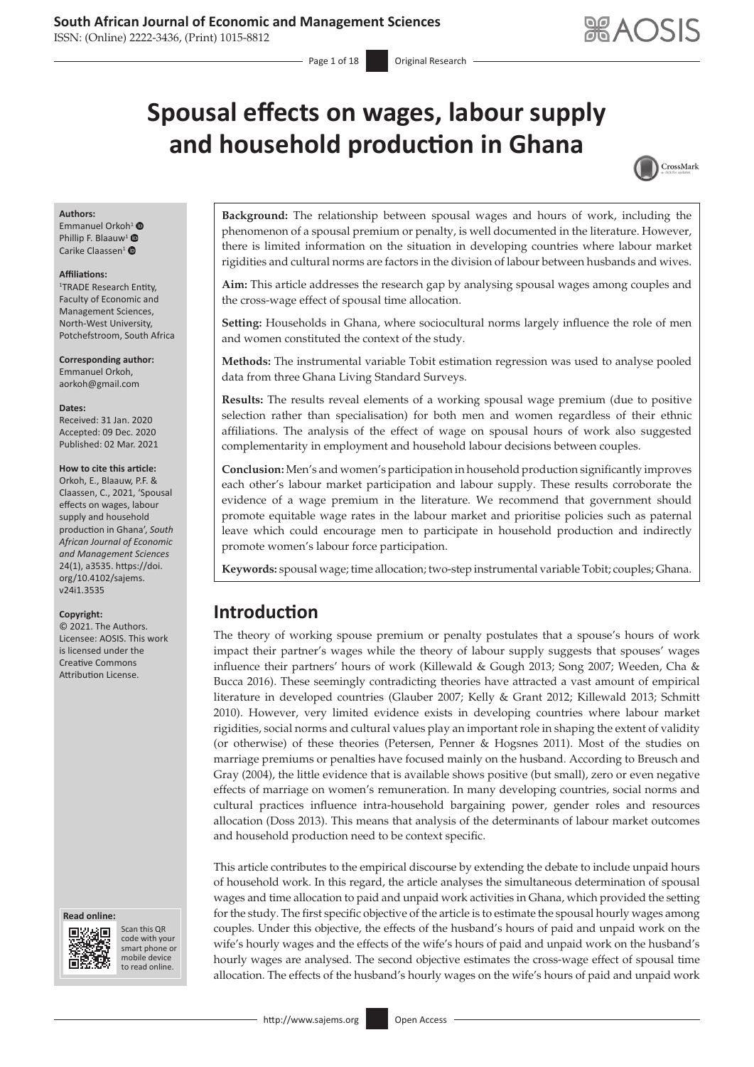# Spousal effects on wages, labour supply and household production in Ghana

**Authors:**
Emmanuel Orkoh[1]
Phillip F. Blaauw[1]
Carike Claassen[1]

**Affiliations:**
[1]TRADE Research Entity, Faculty of Economic and Management Sciences, North-West University, Potchefstroom, South Africa

**Corresponding author:**
Emmanuel Orkoh,
aorkoh@gmail.com

**Dates:**
Received: 31 Jan. 2020
Accepted: 09 Dec. 2020
Published: 02 Mar. 2021

**How to cite this article:**
Orkoh, E., Blaauw, P.F. & Claassen, C., 2021, 'Spousal effects on wages, labour supply and household production in Ghana', *South African Journal of Economic and Management Sciences* 24(1), a3535. https://doi.org/10.4102/sajems.v24i1.3535

**Copyright:**
© 2021. The Authors. Licensee: AOSIS. This work is licensed under the Creative Commons Attribution License.

**Background:** The relationship between spousal wages and hours of work, including the phenomenon of a spousal premium or penalty, is well documented in the literature. However, there is limited information on the situation in developing countries where labour market rigidities and cultural norms are factors in the division of labour between husbands and wives.

**Aim:** This article addresses the research gap by analysing spousal wages among couples and the cross-wage effect of spousal time allocation.

**Setting:** Households in Ghana, where sociocultural norms largely influence the role of men and women constituted the context of the study.

**Methods:** The instrumental variable Tobit estimation regression was used to analyse pooled data from three Ghana Living Standard Surveys.

**Results:** The results reveal elements of a working spousal wage premium (due to positive selection rather than specialisation) for both men and women regardless of their ethnic affiliations. The analysis of the effect of wage on spousal hours of work also suggested complementarity in employment and household labour decisions between couples.

**Conclusion:** Men's and women's participation in household production significantly improves each other's labour market participation and labour supply. These results corroborate the evidence of a wage premium in the literature. We recommend that government should promote equitable wage rates in the labour market and prioritise policies such as paternal leave which could encourage men to participate in household production and indirectly promote women's labour force participation.

**Keywords:** spousal wage; time allocation; two-step instrumental variable Tobit; couples; Ghana.

## Introduction

The theory of working spouse premium or penalty postulates that a spouse's hours of work impact their partner's wages while the theory of labour supply suggests that spouses' wages influence their partners' hours of work (Killewald & Gough 2013; Song 2007; Weeden, Cha & Bucca 2016). These seemingly contradicting theories have attracted a vast amount of empirical literature in developed countries (Glauber 2007; Kelly & Grant 2012; Killewald 2013; Schmitt 2010). However, very limited evidence exists in developing countries where labour market rigidities, social norms and cultural values play an important role in shaping the extent of validity (or otherwise) of these theories (Petersen, Penner & Hogsnes 2011). Most of the studies on marriage premiums or penalties have focused mainly on the husband. According to Breusch and Gray (2004), the little evidence that is available shows positive (but small), zero or even negative effects of marriage on women's remuneration. In many developing countries, social norms and cultural practices influence intra-household bargaining power, gender roles and resources allocation (Doss 2013). This means that analysis of the determinants of labour market outcomes and household production need to be context specific.

This article contributes to the empirical discourse by extending the debate to include unpaid hours of household work. In this regard, the article analyses the simultaneous determination of spousal wages and time allocation to paid and unpaid work activities in Ghana, which provided the setting for the study. The first specific objective of the article is to estimate the spousal hourly wages among couples. Under this objective, the effects of the husband's hours of paid and unpaid work on the wife's hourly wages and the effects of the wife's hours of paid and unpaid work on the husband's hourly wages are analysed. The second objective estimates the cross-wage effect of spousal time allocation. The effects of the husband's hourly wages on the wife's hours of paid and unpaid work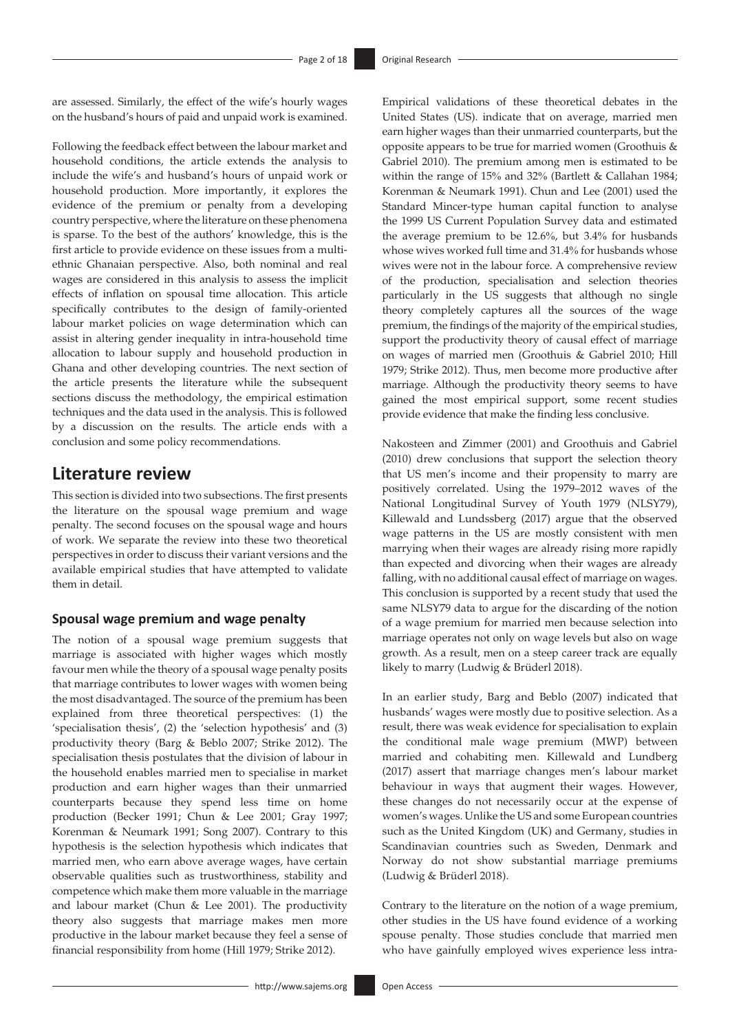are assessed. Similarly, the effect of the wife's hourly wages on the husband's hours of paid and unpaid work is examined.

Following the feedback effect between the labour market and household conditions, the article extends the analysis to include the wife's and husband's hours of unpaid work or household production. More importantly, it explores the evidence of the premium or penalty from a developing country perspective, where the literature on these phenomena is sparse. To the best of the authors' knowledge, this is the first article to provide evidence on these issues from a multi-ethnic Ghanaian perspective. Also, both nominal and real wages are considered in this analysis to assess the implicit effects of inflation on spousal time allocation. This article specifically contributes to the design of family-oriented labour market policies on wage determination which can assist in altering gender inequality in intra-household time allocation to labour supply and household production in Ghana and other developing countries. The next section of the article presents the literature while the subsequent sections discuss the methodology, the empirical estimation techniques and the data used in the analysis. This is followed by a discussion on the results. The article ends with a conclusion and some policy recommendations.

# Literature review

This section is divided into two subsections. The first presents the literature on the spousal wage premium and wage penalty. The second focuses on the spousal wage and hours of work. We separate the review into these two theoretical perspectives in order to discuss their variant versions and the available empirical studies that have attempted to validate them in detail.

## Spousal wage premium and wage penalty

The notion of a spousal wage premium suggests that marriage is associated with higher wages which mostly favour men while the theory of a spousal wage penalty posits that marriage contributes to lower wages with women being the most disadvantaged. The source of the premium has been explained from three theoretical perspectives: (1) the 'specialisation thesis', (2) the 'selection hypothesis' and (3) productivity theory (Barg & Beblo 2007; Strike 2012). The specialisation thesis postulates that the division of labour in the household enables married men to specialise in market production and earn higher wages than their unmarried counterparts because they spend less time on home production (Becker 1991; Chun & Lee 2001; Gray 1997; Korenman & Neumark 1991; Song 2007). Contrary to this hypothesis is the selection hypothesis which indicates that married men, who earn above average wages, have certain observable qualities such as trustworthiness, stability and competence which make them more valuable in the marriage and labour market (Chun & Lee 2001). The productivity theory also suggests that marriage makes men more productive in the labour market because they feel a sense of financial responsibility from home (Hill 1979; Strike 2012).

Empirical validations of these theoretical debates in the United States (US). indicate that on average, married men earn higher wages than their unmarried counterparts, but the opposite appears to be true for married women (Groothuis & Gabriel 2010). The premium among men is estimated to be within the range of 15% and 32% (Bartlett & Callahan 1984; Korenman & Neumark 1991). Chun and Lee (2001) used the Standard Mincer-type human capital function to analyse the 1999 US Current Population Survey data and estimated the average premium to be 12.6%, but 3.4% for husbands whose wives worked full time and 31.4% for husbands whose wives were not in the labour force. A comprehensive review of the production, specialisation and selection theories particularly in the US suggests that although no single theory completely captures all the sources of the wage premium, the findings of the majority of the empirical studies, support the productivity theory of causal effect of marriage on wages of married men (Groothuis & Gabriel 2010; Hill 1979; Strike 2012). Thus, men become more productive after marriage. Although the productivity theory seems to have gained the most empirical support, some recent studies provide evidence that make the finding less conclusive.

Nakosteen and Zimmer (2001) and Groothuis and Gabriel (2010) drew conclusions that support the selection theory that US men's income and their propensity to marry are positively correlated. Using the 1979–2012 waves of the National Longitudinal Survey of Youth 1979 (NLSY79), Killewald and Lundssberg (2017) argue that the observed wage patterns in the US are mostly consistent with men marrying when their wages are already rising more rapidly than expected and divorcing when their wages are already falling, with no additional causal effect of marriage on wages. This conclusion is supported by a recent study that used the same NLSY79 data to argue for the discarding of the notion of a wage premium for married men because selection into marriage operates not only on wage levels but also on wage growth. As a result, men on a steep career track are equally likely to marry (Ludwig & Brüderl 2018).

In an earlier study, Barg and Beblo (2007) indicated that husbands' wages were mostly due to positive selection. As a result, there was weak evidence for specialisation to explain the conditional male wage premium (MWP) between married and cohabiting men. Killewald and Lundberg (2017) assert that marriage changes men's labour market behaviour in ways that augment their wages. However, these changes do not necessarily occur at the expense of women's wages. Unlike the US and some European countries such as the United Kingdom (UK) and Germany, studies in Scandinavian countries such as Sweden, Denmark and Norway do not show substantial marriage premiums (Ludwig & Brüderl 2018).

Contrary to the literature on the notion of a wage premium, other studies in the US have found evidence of a working spouse penalty. Those studies conclude that married men who have gainfully employed wives experience less intra-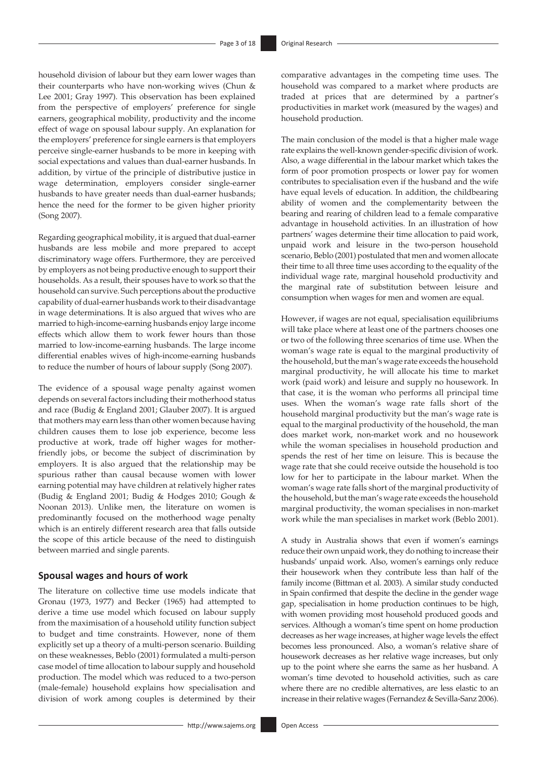household division of labour but they earn lower wages than their counterparts who have non-working wives (Chun & Lee 2001; Gray 1997). This observation has been explained from the perspective of employers' preference for single earners, geographical mobility, productivity and the income effect of wage on spousal labour supply. An explanation for the employers' preference for single earners is that employers perceive single-earner husbands to be more in keeping with social expectations and values than dual-earner husbands. In addition, by virtue of the principle of distributive justice in wage determination, employers consider single-earner husbands to have greater needs than dual-earner husbands; hence the need for the former to be given higher priority (Song 2007).

Regarding geographical mobility, it is argued that dual-earner husbands are less mobile and more prepared to accept discriminatory wage offers. Furthermore, they are perceived by employers as not being productive enough to support their households. As a result, their spouses have to work so that the household can survive. Such perceptions about the productive capability of dual-earner husbands work to their disadvantage in wage determinations. It is also argued that wives who are married to high-income-earning husbands enjoy large income effects which allow them to work fewer hours than those married to low-income-earning husbands. The large income differential enables wives of high-income-earning husbands to reduce the number of hours of labour supply (Song 2007).

The evidence of a spousal wage penalty against women depends on several factors including their motherhood status and race (Budig & England 2001; Glauber 2007). It is argued that mothers may earn less than other women because having children causes them to lose job experience, become less productive at work, trade off higher wages for mother-friendly jobs, or become the subject of discrimination by employers. It is also argued that the relationship may be spurious rather than causal because women with lower earning potential may have children at relatively higher rates (Budig & England 2001; Budig & Hodges 2010; Gough & Noonan 2013). Unlike men, the literature on women is predominantly focused on the motherhood wage penalty which is an entirely different research area that falls outside the scope of this article because of the need to distinguish between married and single parents.

## Spousal wages and hours of work

The literature on collective time use models indicate that Gronau (1973, 1977) and Becker (1965) had attempted to derive a time use model which focused on labour supply from the maximisation of a household utility function subject to budget and time constraints. However, none of them explicitly set up a theory of a multi-person scenario. Building on these weaknesses, Beblo (2001) formulated a multi-person case model of time allocation to labour supply and household production. The model which was reduced to a two-person (male-female) household explains how specialisation and division of work among couples is determined by their comparative advantages in the competing time uses. The household was compared to a market where products are traded at prices that are determined by a partner's productivities in market work (measured by the wages) and household production.

The main conclusion of the model is that a higher male wage rate explains the well-known gender-specific division of work. Also, a wage differential in the labour market which takes the form of poor promotion prospects or lower pay for women contributes to specialisation even if the husband and the wife have equal levels of education. In addition, the childbearing ability of women and the complementarity between the bearing and rearing of children lead to a female comparative advantage in household activities. In an illustration of how partners' wages determine their time allocation to paid work, unpaid work and leisure in the two-person household scenario, Beblo (2001) postulated that men and women allocate their time to all three time uses according to the equality of the individual wage rate, marginal household productivity and the marginal rate of substitution between leisure and consumption when wages for men and women are equal.

However, if wages are not equal, specialisation equilibriums will take place where at least one of the partners chooses one or two of the following three scenarios of time use. When the woman's wage rate is equal to the marginal productivity of the household, but the man's wage rate exceeds the household marginal productivity, he will allocate his time to market work (paid work) and leisure and supply no housework. In that case, it is the woman who performs all principal time uses. When the woman's wage rate falls short of the household marginal productivity but the man's wage rate is equal to the marginal productivity of the household, the man does market work, non-market work and no housework while the woman specialises in household production and spends the rest of her time on leisure. This is because the wage rate that she could receive outside the household is too low for her to participate in the labour market. When the woman's wage rate falls short of the marginal productivity of the household, but the man's wage rate exceeds the household marginal productivity, the woman specialises in non-market work while the man specialises in market work (Beblo 2001).

A study in Australia shows that even if women's earnings reduce their own unpaid work, they do nothing to increase their husbands' unpaid work. Also, women's earnings only reduce their housework when they contribute less than half of the family income (Bittman et al. 2003). A similar study conducted in Spain confirmed that despite the decline in the gender wage gap, specialisation in home production continues to be high, with women providing most household produced goods and services. Although a woman's time spent on home production decreases as her wage increases, at higher wage levels the effect becomes less pronounced. Also, a woman's relative share of housework decreases as her relative wage increases, but only up to the point where she earns the same as her husband. A woman's time devoted to household activities, such as care where there are no credible alternatives, are less elastic to an increase in their relative wages (Fernandez & Sevilla-Sanz 2006).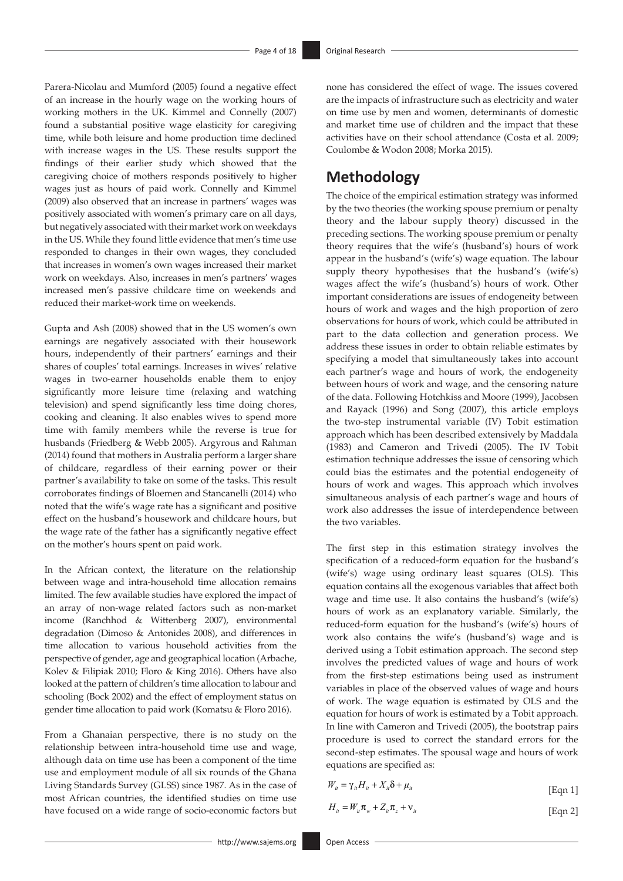Parera-Nicolau and Mumford (2005) found a negative effect of an increase in the hourly wage on the working hours of working mothers in the UK. Kimmel and Connelly (2007) found a substantial positive wage elasticity for caregiving time, while both leisure and home production time declined with increase wages in the US. These results support the findings of their earlier study which showed that the caregiving choice of mothers responds positively to higher wages just as hours of paid work. Connelly and Kimmel (2009) also observed that an increase in partners' wages was positively associated with women's primary care on all days, but negatively associated with their market work on weekdays in the US. While they found little evidence that men's time use responded to changes in their own wages, they concluded that increases in women's own wages increased their market work on weekdays. Also, increases in men's partners' wages increased men's passive childcare time on weekends and reduced their market-work time on weekends.

Gupta and Ash (2008) showed that in the US women's own earnings are negatively associated with their housework hours, independently of their partners' earnings and their shares of couples' total earnings. Increases in wives' relative wages in two-earner households enable them to enjoy significantly more leisure time (relaxing and watching television) and spend significantly less time doing chores, cooking and cleaning. It also enables wives to spend more time with family members while the reverse is true for husbands (Friedberg & Webb 2005). Argyrous and Rahman (2014) found that mothers in Australia perform a larger share of childcare, regardless of their earning power or their partner's availability to take on some of the tasks. This result corroborates findings of Bloemen and Stancanelli (2014) who noted that the wife's wage rate has a significant and positive effect on the husband's housework and childcare hours, but the wage rate of the father has a significantly negative effect on the mother's hours spent on paid work.

In the African context, the literature on the relationship between wage and intra-household time allocation remains limited. The few available studies have explored the impact of an array of non-wage related factors such as non-market income (Ranchhod & Wittenberg 2007), environmental degradation (Dimoso & Antonides 2008), and differences in time allocation to various household activities from the perspective of gender, age and geographical location (Arbache, Kolev & Filipiak 2010; Floro & King 2016). Others have also looked at the pattern of children's time allocation to labour and schooling (Bock 2002) and the effect of employment status on gender time allocation to paid work (Komatsu & Floro 2016).

From a Ghanaian perspective, there is no study on the relationship between intra-household time use and wage, although data on time use has been a component of the time use and employment module of all six rounds of the Ghana Living Standards Survey (GLSS) since 1987. As in the case of most African countries, the identified studies on time use have focused on a wide range of socio-economic factors but none has considered the effect of wage. The issues covered are the impacts of infrastructure such as electricity and water on time use by men and women, determinants of domestic and market time use of children and the impact that these activities have on their school attendance (Costa et al. 2009; Coulombe & Wodon 2008; Morka 2015).

## Methodology

The choice of the empirical estimation strategy was informed by the two theories (the working spouse premium or penalty theory and the labour supply theory) discussed in the preceding sections. The working spouse premium or penalty theory requires that the wife's (husband's) hours of work appear in the husband's (wife's) wage equation. The labour supply theory hypothesises that the husband's (wife's) wages affect the wife's (husband's) hours of work. Other important considerations are issues of endogeneity between hours of work and wages and the high proportion of zero observations for hours of work, which could be attributed in part to the data collection and generation process. We address these issues in order to obtain reliable estimates by specifying a model that simultaneously takes into account each partner's wage and hours of work, the endogeneity between hours of work and wage, and the censoring nature of the data. Following Hotchkiss and Moore (1999), Jacobsen and Rayack (1996) and Song (2007), this article employs the two-step instrumental variable (IV) Tobit estimation approach which has been described extensively by Maddala (1983) and Cameron and Trivedi (2005). The IV Tobit estimation technique addresses the issue of censoring which could bias the estimates and the potential endogeneity of hours of work and wages. This approach which involves simultaneous analysis of each partner's wage and hours of work also addresses the issue of interdependence between the two variables.

The first step in this estimation strategy involves the specification of a reduced-form equation for the husband's (wife's) wage using ordinary least squares (OLS). This equation contains all the exogenous variables that affect both wage and time use. It also contains the husband's (wife's) hours of work as an explanatory variable. Similarly, the reduced-form equation for the husband's (wife's) hours of work also contains the wife's (husband's) wage and is derived using a Tobit estimation approach. The second step involves the predicted values of wage and hours of work from the first-step estimations being used as instrument variables in place of the observed values of wage and hours of work. The wage equation is estimated by OLS and the equation for hours of work is estimated by a Tobit approach. In line with Cameron and Trivedi (2005), the bootstrap pairs procedure is used to correct the standard errors for the second-step estimates. The spousal wage and hours of work equations are specified as:

$$W_{it} = \gamma_{it} H_{it} + X_{it}\delta + \mu_{it} \qquad \text{[Eqn 1]}$$

$$H_{it} = W_{it}\pi_w + Z_{it}\pi_z + \nu_{it} \qquad \text{[Eqn 2]}$$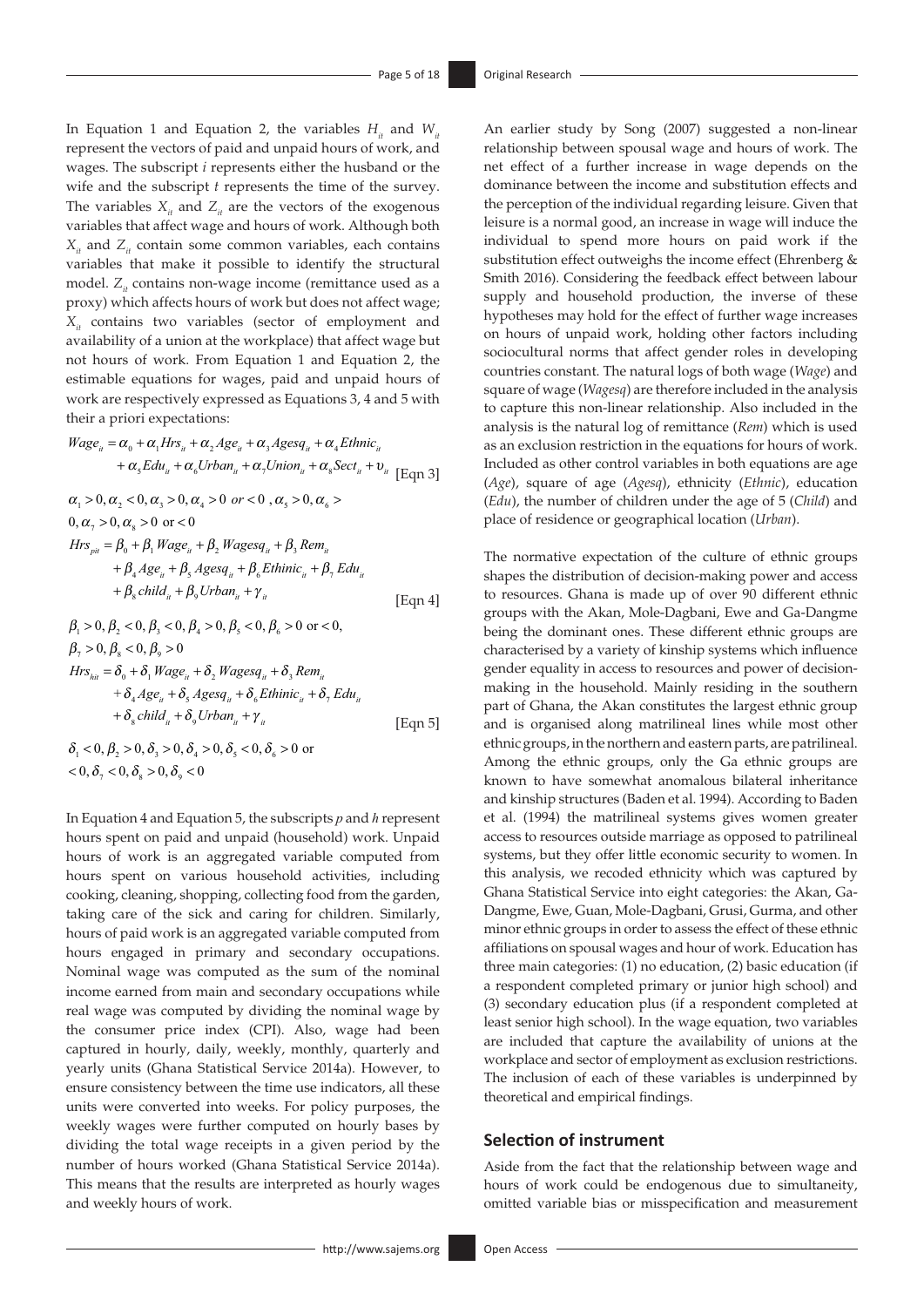In Equation 1 and Equation 2, the variables $H_{it}$ and $W_{it}$ represent the vectors of paid and unpaid hours of work, and wages. The subscript $i$ represents either the husband or the wife and the subscript $t$ represents the time of the survey. The variables $X_{it}$ and $Z_{it}$ are the vectors of the exogenous variables that affect wage and hours of work. Although both $X_{it}$ and $Z_{it}$ contain some common variables, each contains variables that make it possible to identify the structural model. $Z_{it}$ contains non-wage income (remittance used as a proxy) which affects hours of work but does not affect wage; $X_{it}$ contains two variables (sector of employment and availability of a union at the workplace) that affect wage but not hours of work. From Equation 1 and Equation 2, the estimable equations for wages, paid and unpaid hours of work are respectively expressed as Equations 3, 4 and 5 with their a priori expectations:

$$Wage_{it} = \alpha_0 + \alpha_1 Hrs_{it} + \alpha_2 Age_{it} + \alpha_3 Agesq_{it} + \alpha_4 Ethnic_{it} + \alpha_5 Edu_{it} + \alpha_6 Urban_{it} + \alpha_7 Union_{it} + \alpha_8 Sect_{it} + \upsilon_{it} \quad \text{[Eqn 3]}$$

$$\alpha_1 > 0, \alpha_2 < 0, \alpha_3 > 0, \alpha_4 > 0 \text{ or} < 0, \alpha_5 > 0, \alpha_6 > 0, \alpha_7 > 0, \alpha_8 > 0 \text{ or } < 0$$

$$Hrs_{pit} = \beta_0 + \beta_1 Wage_{it} + \beta_2 Wagesq_{it} + \beta_3 Rem_{it} + \beta_4 Age_{it} + \beta_5 Agesq_{it} + \beta_6 Ethinic_{it} + \beta_7 Edu_{it} + \beta_8 child_{it} + \beta_9 Urban_{it} + \gamma_{it} \quad \text{[Eqn 4]}$$

$$\beta_1 > 0, \beta_2 < 0, \beta_3 < 0, \beta_4 > 0, \beta_5 < 0, \beta_6 > 0 \text{ or} < 0, \beta_7 > 0, \beta_8 < 0, \beta_9 > 0$$

$$Hrs_{hit} = \delta_0 + \delta_1 Wage_{it} + \delta_2 Wagesq_{it} + \delta_3 Rem_{it} + \delta_4 Age_{it} + \delta_5 Agesq_{it} + \delta_6 Ethinic_{it} + \delta_7 Edu_{it} + \delta_8 child_{it} + \delta_9 Urban_{it} + \gamma_{it} \quad \text{[Eqn 5]}$$

$$\delta_1 < 0, \beta_2 > 0, \delta_3 > 0, \delta_4 > 0, \delta_5 < 0, \delta_6 > 0 \text{ or} < 0, \delta_7 < 0, \delta_8 > 0, \delta_9 < 0$$

In Equation 4 and Equation 5, the subscripts $p$ and $h$ represent hours spent on paid and unpaid (household) work. Unpaid hours of work is an aggregated variable computed from hours spent on various household activities, including cooking, cleaning, shopping, collecting food from the garden, taking care of the sick and caring for children. Similarly, hours of paid work is an aggregated variable computed from hours engaged in primary and secondary occupations. Nominal wage was computed as the sum of the nominal income earned from main and secondary occupations while real wage was computed by dividing the nominal wage by the consumer price index (CPI). Also, wage had been captured in hourly, daily, weekly, monthly, quarterly and yearly units (Ghana Statistical Service 2014a). However, to ensure consistency between the time use indicators, all these units were converted into weeks. For policy purposes, the weekly wages were further computed on hourly bases by dividing the total wage receipts in a given period by the number of hours worked (Ghana Statistical Service 2014a). This means that the results are interpreted as hourly wages and weekly hours of work.

An earlier study by Song (2007) suggested a non-linear relationship between spousal wage and hours of work. The net effect of a further increase in wage depends on the dominance between the income and substitution effects and the perception of the individual regarding leisure. Given that leisure is a normal good, an increase in wage will induce the individual to spend more hours on paid work if the substitution effect outweighs the income effect (Ehrenberg & Smith 2016). Considering the feedback effect between labour supply and household production, the inverse of these hypotheses may hold for the effect of further wage increases on hours of unpaid work, holding other factors including sociocultural norms that affect gender roles in developing countries constant. The natural logs of both wage (*Wage*) and square of wage (*Wagesq*) are therefore included in the analysis to capture this non-linear relationship. Also included in the analysis is the natural log of remittance (*Rem*) which is used as an exclusion restriction in the equations for hours of work. Included as other control variables in both equations are age (*Age*), square of age (*Agesq*), ethnicity (*Ethnic*), education (*Edu*), the number of children under the age of 5 (*Child*) and place of residence or geographical location (*Urban*).

The normative expectation of the culture of ethnic groups shapes the distribution of decision-making power and access to resources. Ghana is made up of over 90 different ethnic groups with the Akan, Mole-Dagbani, Ewe and Ga-Dangme being the dominant ones. These different ethnic groups are characterised by a variety of kinship systems which influence gender equality in access to resources and power of decision-making in the household. Mainly residing in the southern part of Ghana, the Akan constitutes the largest ethnic group and is organised along matrilineal lines while most other ethnic groups, in the northern and eastern parts, are patrilineal. Among the ethnic groups, only the Ga ethnic groups are known to have somewhat anomalous bilateral inheritance and kinship structures (Baden et al. 1994). According to Baden et al. (1994) the matrilineal systems gives women greater access to resources outside marriage as opposed to patrilineal systems, but they offer little economic security to women. In this analysis, we recoded ethnicity which was captured by Ghana Statistical Service into eight categories: the Akan, Ga-Dangme, Ewe, Guan, Mole-Dagbani, Grusi, Gurma, and other minor ethnic groups in order to assess the effect of these ethnic affiliations on spousal wages and hour of work. Education has three main categories: (1) no education, (2) basic education (if a respondent completed primary or junior high school) and (3) secondary education plus (if a respondent completed at least senior high school). In the wage equation, two variables are included that capture the availability of unions at the workplace and sector of employment as exclusion restrictions. The inclusion of each of these variables is underpinned by theoretical and empirical findings.

## Selection of instrument

Aside from the fact that the relationship between wage and hours of work could be endogenous due to simultaneity, omitted variable bias or misspecification and measurement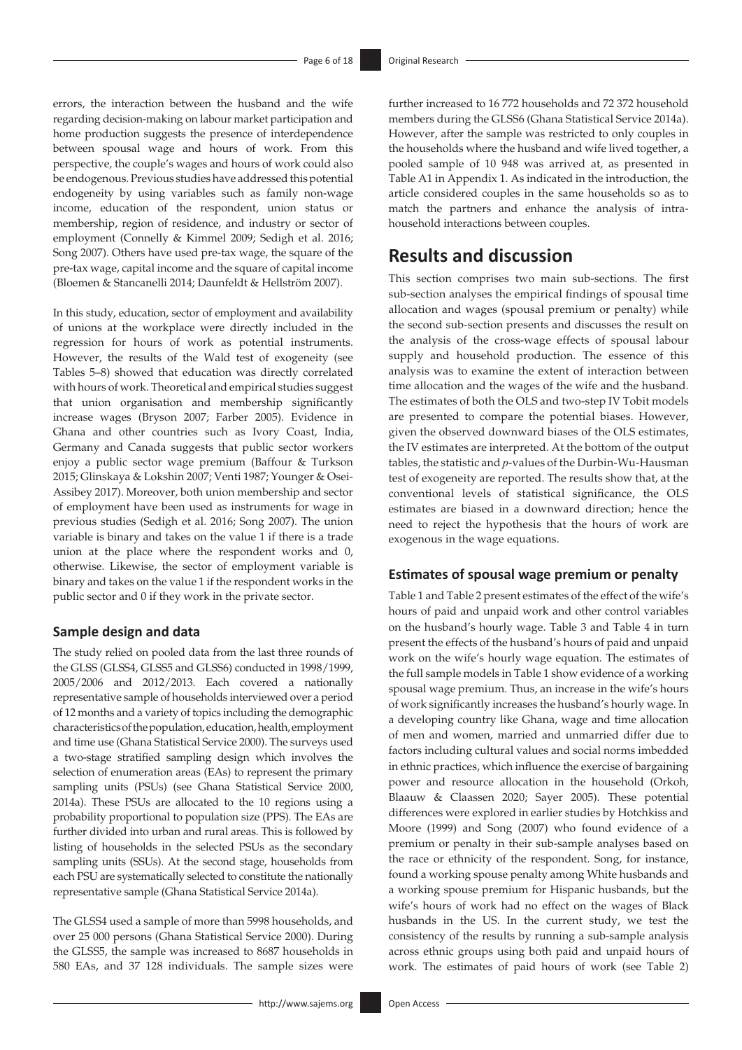errors, the interaction between the husband and the wife regarding decision-making on labour market participation and home production suggests the presence of interdependence between spousal wage and hours of work. From this perspective, the couple's wages and hours of work could also be endogenous. Previous studies have addressed this potential endogeneity by using variables such as family non-wage income, education of the respondent, union status or membership, region of residence, and industry or sector of employment (Connelly & Kimmel 2009; Sedigh et al. 2016; Song 2007). Others have used pre-tax wage, the square of the pre-tax wage, capital income and the square of capital income (Bloemen & Stancanelli 2014; Daunfeldt & Hellström 2007).

In this study, education, sector of employment and availability of unions at the workplace were directly included in the regression for hours of work as potential instruments. However, the results of the Wald test of exogeneity (see Tables 5–8) showed that education was directly correlated with hours of work. Theoretical and empirical studies suggest that union organisation and membership significantly increase wages (Bryson 2007; Farber 2005). Evidence in Ghana and other countries such as Ivory Coast, India, Germany and Canada suggests that public sector workers enjoy a public sector wage premium (Baffour & Turkson 2015; Glinskaya & Lokshin 2007; Venti 1987; Younger & Osei-Assibey 2017). Moreover, both union membership and sector of employment have been used as instruments for wage in previous studies (Sedigh et al. 2016; Song 2007). The union variable is binary and takes on the value 1 if there is a trade union at the place where the respondent works and 0, otherwise. Likewise, the sector of employment variable is binary and takes on the value 1 if the respondent works in the public sector and 0 if they work in the private sector.

### Sample design and data

The study relied on pooled data from the last three rounds of the GLSS (GLSS4, GLSS5 and GLSS6) conducted in 1998/1999, 2005/2006 and 2012/2013. Each covered a nationally representative sample of households interviewed over a period of 12 months and a variety of topics including the demographic characteristics of the population, education, health, employment and time use (Ghana Statistical Service 2000). The surveys used a two-stage stratified sampling design which involves the selection of enumeration areas (EAs) to represent the primary sampling units (PSUs) (see Ghana Statistical Service 2000, 2014a). These PSUs are allocated to the 10 regions using a probability proportional to population size (PPS). The EAs are further divided into urban and rural areas. This is followed by listing of households in the selected PSUs as the secondary sampling units (SSUs). At the second stage, households from each PSU are systematically selected to constitute the nationally representative sample (Ghana Statistical Service 2014a).

The GLSS4 used a sample of more than 5998 households, and over 25 000 persons (Ghana Statistical Service 2000). During the GLSS5, the sample was increased to 8687 households in 580 EAs, and 37 128 individuals. The sample sizes were further increased to 16 772 households and 72 372 household members during the GLSS6 (Ghana Statistical Service 2014a). However, after the sample was restricted to only couples in the households where the husband and wife lived together, a pooled sample of 10 948 was arrived at, as presented in Table A1 in Appendix 1. As indicated in the introduction, the article considered couples in the same households so as to match the partners and enhance the analysis of intra-household interactions between couples.

## Results and discussion

This section comprises two main sub-sections. The first sub-section analyses the empirical findings of spousal time allocation and wages (spousal premium or penalty) while the second sub-section presents and discusses the result on the analysis of the cross-wage effects of spousal labour supply and household production. The essence of this analysis was to examine the extent of interaction between time allocation and the wages of the wife and the husband. The estimates of both the OLS and two-step IV Tobit models are presented to compare the potential biases. However, given the observed downward biases of the OLS estimates, the IV estimates are interpreted. At the bottom of the output tables, the statistic and *p*-values of the Durbin-Wu-Hausman test of exogeneity are reported. The results show that, at the conventional levels of statistical significance, the OLS estimates are biased in a downward direction; hence the need to reject the hypothesis that the hours of work are exogenous in the wage equations.

### Estimates of spousal wage premium or penalty

Table 1 and Table 2 present estimates of the effect of the wife's hours of paid and unpaid work and other control variables on the husband's hourly wage. Table 3 and Table 4 in turn present the effects of the husband's hours of paid and unpaid work on the wife's hourly wage equation. The estimates of the full sample models in Table 1 show evidence of a working spousal wage premium. Thus, an increase in the wife's hours of work significantly increases the husband's hourly wage. In a developing country like Ghana, wage and time allocation of men and women, married and unmarried differ due to factors including cultural values and social norms imbedded in ethnic practices, which influence the exercise of bargaining power and resource allocation in the household (Orkoh, Blaauw & Claassen 2020; Sayer 2005). These potential differences were explored in earlier studies by Hotchkiss and Moore (1999) and Song (2007) who found evidence of a premium or penalty in their sub-sample analyses based on the race or ethnicity of the respondent. Song, for instance, found a working spouse penalty among White husbands and a working spouse premium for Hispanic husbands, but the wife's hours of work had no effect on the wages of Black husbands in the US. In the current study, we test the consistency of the results by running a sub-sample analysis across ethnic groups using both paid and unpaid hours of work. The estimates of paid hours of work (see Table 2)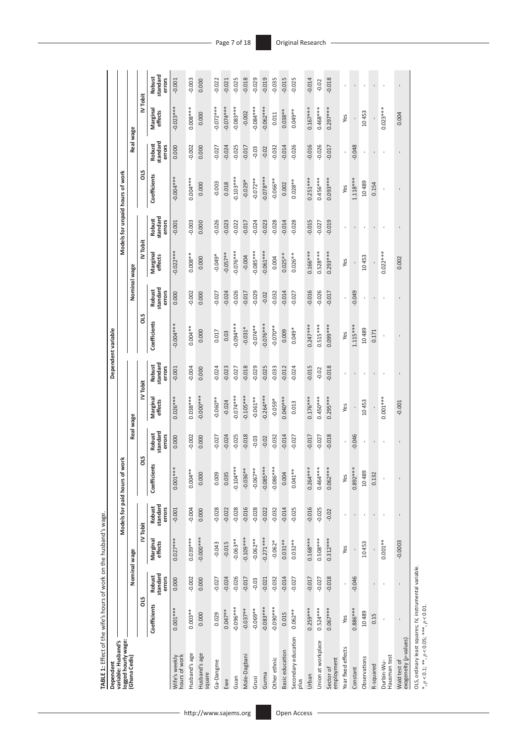**TABLE 1:** Effect of the wife's hours of work on the husband's wage.

| Dependent variable: Husband's logged hourly wage: (Ghana Cedis) | Models for paid hours of work | | | | | | | | Models for unpaid hours of work | | | | | | | |
|---|---|---|---|---|---|---|---|---|---|---|---|---|---|---|---|---|
| | Nominal wage | | | | Real wage | | | | Nominal wage | | | | Real wage | | | |
| | OLS | | IV Tobit | | OLS | | IV Tobit | | OLS | | IV Tobit | | OLS | | IV Tobit | |
| | Coefficients | Robust standard errors | Marginal effects | Robust standard errors | Coefficients | Robust standard errors | Marginal effects | Robust standard errors | Coefficients | Robust standard errors | Marginal effects | Robust standard errors | Coefficients | Robust standard errors | Marginal effects | Robust standard errors |
| Wife's weekly hours of work | 0.001*** | 0.000 | 0.027*** | -0.001 | 0.001*** | 0.000 | 0.026*** | -0.001 | -0.004*** | 0.000 | -0.022*** | -0.001 | -0.004*** | 0.000 | -0.023*** | -0.001 |
| Husband's age | 0.003** | -0.002 | 0.039*** | -0.004 | 0.004** | -0.002 | 0.038*** | -0.004 | 0.004** | -0.002 | 0.008** | -0.003 | 0.004*** | -0.002 | 0.008*** | -0.003 |
| Husband's age square | 0.000 | 0.000 | -0.000*** | 0.000 | 0.000 | 0.000 | -0.000*** | 0.000 | 0.000 | 0.000 | 0.000 | 0.000 | 0.000 | 0.000 | 0.000 | 0.000 |
| Ga-Dangme | 0.029 | -0.027 | -0.043 | -0.028 | 0.009 | -0.027 | -0.060** | -0.024 | 0.017 | -0.027 | -0.049* | -0.026 | -0.003 | -0.027 | -0.072*** | -0.022 |
| Ewe | 0.047** | -0.024 | -0.015 | -0.022 | 0.035 | -0.024 | -0.024 | -0.023 | 0.03 | -0.024 | -0.057*** | -0.023 | 0.018 | -0.024 | -0.074*** | -0.021 |
| Guan | -0.096*** | -0.026 | -0.063** | -0.028 | -0.104*** | -0.025 | -0.074*** | -0.027 | -0.094*** | -0.026 | -0.076*** | -0.022 | -0.103*** | -0.025 | -0.083*** | -0.025 |
| Mole-Dagbani | -0.037** | -0.017 | -0.109*** | -0.016 | -0.036** | -0.018 | -0.105*** | -0.018 | -0.031* | -0.017 | -0.004 | -0.017 | -0.029* | -0.017 | -0.002 | -0.018 |
| Grusi | -0.069** | -0.03 | -0.062** | -0.028 | -0.067** | -0.03 | -0.061** | -0.029 | -0.074** | -0.029 | -0.085*** | -0.024 | -0.072** | -0.03 | -0.084*** | -0.029 |
| Gurma | -0.083*** | -0.021 | -0.271*** | -0.022 | -0.085*** | -0.02 | -0.264*** | -0.025 | -0.076*** | -0.02 | -0.061*** | -0.023 | -0.078*** | -0.02 | -0.062*** | -0.019 |
| Other ethnic | -0.090*** | -0.032 | -0.062* | -0.032 | -0.086*** | -0.032 | -0.059* | -0.033 | -0.070** | -0.032 | 0.004 | -0.028 | -0.066** | -0.032 | 0.011 | -0.035 |
| Basic education | 0.015 | -0.014 | 0.031** | -0.014 | 0.004 | -0.014 | 0.040*** | -0.012 | 0.009 | -0.014 | 0.025** | -0.014 | 0.002 | -0.014 | 0.038** | -0.015 |
| Secondary education plus | 0.062** | -0.027 | 0.032** | -0.025 | 0.041** | -0.027 | 0.013 | -0.024 | 0.049* | -0.027 | 0.026** | -0.028 | 0.028** | -0.026 | 0.049** | -0.025 |
| Urban | 0.259*** | -0.017 | 0.168*** | -0.016 | 0.264*** | -0.017 | 0.176*** | -0.015 | 0.247*** | -0.016 | 0.166*** | -0.015 | 0.251*** | -0.016 | 0.167*** | -0.014 |
| Union at workplace | 0.524*** | -0.027 | 0.508*** | -0.025 | 0.464*** | -0.027 | 0.450*** | -0.02 | 0.515*** | -0.026 | 0.528*** | -0.027 | 0.456*** | -0.026 | 0.468*** | -0.02 |
| Sector of employment | 0.067*** | -0.018 | 0.312*** | -0.02 | 0.062*** | -0.018 | 0.295*** | -0.018 | 0.099*** | -0.017 | 0.293*** | -0.019 | 0.093*** | -0.017 | 0.297*** | -0.018 |
| Year fixed effects | Yes | - | Yes | - | Yes | - | Yes | - | Yes | - | Yes | - | Yes | - | Yes | - |
| Constant | 0.886*** | -0.046 | - | - | 0.892*** | -0.046 | - | - | 1.115*** | -0.049 | - | - | 1.118*** | -0.048 | - | - |
| Observations | 10 489 | | 10 453 | - | 10 489 | - | 10 453 | - | 10 489 | - | 10 453 | - | 10 489 | - | 10 453 | - |
| R-squared | 0.15 | - | - | - | 0.132 | - | - | - | 0.171 | - | - | - | 0.154 | - | - | - |
| Durbin-Wu-Hausman test | - | - | 0.001** | - | - | - | 0.001*** | - | - | - | 0.022*** | - | - | - | 0.023*** | - |
| Wald test of exogeneity (*p*-values) | - | - | -0.0003 | - | - | - | -0.001 | - | - | - | 0.002 | - | - | - | 0.004 | - |

OLS, ordinary least squares; IV, instrumental variable.

*, $p < 0.1$; **, $p < 0.05$; ***, $p < 0.01$.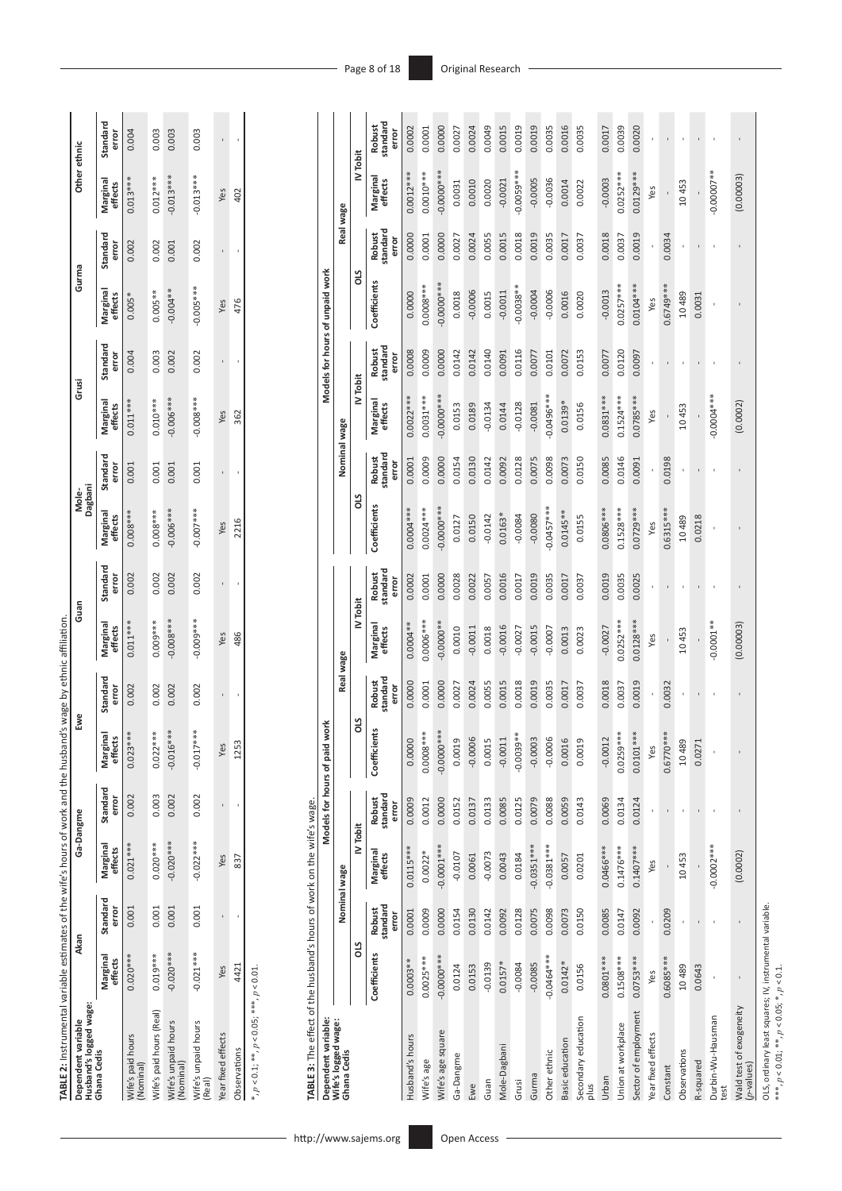**TABLE 2:** Instrumental variable estimates of the wife's hours of work and the husband's wage by ethnic affiliation.

| Dependent variable Husband's logged wage: Ghana Cedis | Akan | | Ga-Dangme | | Ewe | | Guan | | Mole-Dagbani | | Grusi | | Gurma | | Other ethnic | |
|---|---|---|---|---|---|---|---|---|---|---|---|---|---|---|---|---|
| | Marginal effects | Standard error | Marginal effects | Standard error | Marginal effects | Standard error | Marginal effects | Standard error | Marginal effects | Standard error | Marginal effects | Standard error | Marginal effects | Standard error | Marginal effects | Standard error |
| Wife's paid hours (Nominal) | 0.020*** | 0.001 | 0.021*** | 0.002 | 0.023*** | 0.002 | 0.011*** | 0.002 | 0.008*** | 0.001 | 0.011*** | 0.004 | 0.005* | 0.002 | 0.013*** | 0.004 |
| Wife's paid hours (Real) | 0.019*** | 0.001 | 0.020*** | 0.003 | 0.022*** | 0.002 | 0.009*** | 0.002 | 0.008*** | 0.001 | 0.010*** | 0.003 | 0.005** | 0.002 | 0.012*** | 0.003 |
| Wife's unpaid hours (Nominal) | -0.020*** | 0.001 | -0.020*** | 0.002 | -0.016*** | 0.002 | -0.008*** | 0.002 | -0.006*** | 0.001 | -0.006*** | 0.002 | -0.004** | 0.001 | -0.013*** | 0.003 |
| Wife's unpaid hours (Real) | -0.021*** | 0.001 | -0.022*** | 0.002 | -0.017*** | 0.002 | -0.009*** | 0.002 | -0.007*** | 0.001 | -0.008*** | 0.002 | -0.005*** | 0.002 | -0.013*** | 0.003 |
| Year fixed effects | Yes | - | Yes | - | Yes | - | Yes | - | Yes | - | Yes | - | Yes | - | Yes | - |
| Observations | 4421 | - | 837 | - | 1253 | - | 486 | - | 2216 | - | 362 | - | 476 | - | 402 | - |

*, $p < 0.1$; **, $p < 0.05$; ***, $p < 0.01$.

**TABLE 3:** The effect of the husband's hours of work on the wife's wage.

| Dependent variable: Wife's logged wage: Ghana Cedis | Models for hours of paid work | | | | | | | | Models for hours of unpaid work | | | | | | | |
|---|---|---|---|---|---|---|---|---|---|---|---|---|---|---|---|---|
| | Nominal wage | | | | Real wage | | | | Nominal wage | | | | Real wage | | | |
| | OLS | | IV Tobit | | OLS | | IV Tobit | | OLS | | IV Tobit | | OLS | | IV Tobit | |
| | Coefficients | Robust standard error | Marginal effects | Robust standard error | Coefficients | Robust standard error | Marginal effects | Robust standard error | Coefficients | Robust standard error | Marginal effects | Robust standard error | Coefficients | Robust standard error | Marginal effects | Robust standard error |
| Husband's hours | 0.0003** | 0.0001 | 0.0115*** | 0.0009 | 0.0000 | 0.0000 | 0.0004** | 0.0002 | 0.0004*** | 0.0001 | 0.0022*** | 0.0008 | 0.0000 | 0.0000 | 0.0012*** | 0.0002 |
| Wife's age | 0.0025*** | 0.0009 | 0.0022* | 0.0012 | 0.0008*** | 0.0001 | 0.0006*** | 0.0001 | 0.0024*** | 0.0009 | 0.0031*** | 0.0009 | 0.0008*** | 0.0001 | 0.0010*** | 0.0001 |
| Wife's age square | -0.0000*** | 0.0000 | -0.0001*** | 0.0000 | -0.0000*** | 0.0000 | -0.0000** | 0.0000 | -0.0000*** | 0.0000 | -0.0000*** | 0.0000 | -0.0000*** | 0.0000 | -0.0000*** | 0.0000 |
| Ga-Dangme | 0.0124 | 0.0154 | -0.0107 | 0.0152 | 0.0019 | 0.0027 | 0.0010 | 0.0028 | 0.0127 | 0.0154 | 0.0153 | 0.0142 | 0.0018 | 0.0027 | 0.0031 | 0.0027 |
| Ewe | 0.0153 | 0.0130 | 0.0061 | 0.0137 | -0.0006 | 0.0024 | -0.0011 | 0.0022 | 0.0150 | 0.0130 | 0.0189 | 0.0142 | -0.0006 | 0.0024 | 0.0010 | 0.0024 |
| Guan | -0.0139 | 0.0142 | -0.0073 | 0.0133 | 0.0015 | 0.0055 | 0.0018 | 0.0057 | -0.0142 | 0.0142 | -0.0134 | 0.0140 | 0.0015 | 0.0055 | 0.0020 | 0.0049 |
| Mole-Dagbani | 0.0157* | 0.0092 | 0.0043 | 0.0085 | -0.0011 | 0.0015 | -0.0016 | 0.0016 | 0.0163* | 0.0092 | 0.0144 | 0.0091 | -0.0011 | 0.0015 | -0.0021 | 0.0015 |
| Grusi | -0.0084 | 0.0128 | 0.0184 | 0.0125 | -0.0039** | 0.0018 | -0.0027 | 0.0017 | -0.0084 | 0.0128 | -0.0128 | 0.0116 | -0.0038** | 0.0018 | -0.0059*** | 0.0019 |
| Gurma | -0.0085 | 0.0075 | -0.0351*** | 0.0079 | -0.0003 | 0.0019 | -0.0015 | 0.0019 | -0.0080 | 0.0075 | -0.0081 | 0.0077 | -0.0004 | 0.0019 | -0.0005 | 0.0019 |
| Other ethnic | -0.0464*** | 0.0098 | -0.0381*** | 0.0088 | -0.0006 | 0.0035 | -0.0007 | 0.0035 | -0.0457*** | 0.0098 | -0.0496*** | 0.0101 | -0.0006 | 0.0035 | -0.0036 | 0.0035 |
| Basic education | 0.0142* | 0.0073 | 0.0057 | 0.0059 | 0.0016 | 0.0017 | 0.0013 | 0.0017 | 0.0145** | 0.0073 | 0.0139* | 0.0072 | 0.0016 | 0.0017 | 0.0014 | 0.0016 |
| Secondary education plus | 0.0156 | 0.0150 | 0.0201 | 0.0143 | 0.0019 | 0.0037 | 0.0023 | 0.0037 | 0.0155 | 0.0150 | 0.0156 | 0.0153 | 0.0020 | 0.0037 | 0.0022 | 0.0035 |
| Urban | 0.0801*** | 0.0085 | 0.0466*** | 0.0069 | -0.0012 | 0.0018 | -0.0027 | 0.0019 | 0.0806*** | 0.0085 | 0.0831*** | 0.0077 | -0.0013 | 0.0018 | -0.0003 | 0.0017 |
| Union at workplace | 0.1508*** | 0.0147 | 0.1476*** | 0.0134 | 0.0259*** | 0.0037 | 0.0252*** | 0.0035 | 0.1528*** | 0.0146 | 0.1524*** | 0.0120 | 0.0257*** | 0.0037 | 0.0252*** | 0.0039 |
| Sector of employment | 0.0753*** | 0.0092 | 0.1407*** | 0.0124 | 0.0101*** | 0.0019 | 0.0128*** | 0.0025 | 0.0729*** | 0.0091 | 0.0785*** | 0.0097 | 0.0104*** | 0.0019 | 0.0129*** | 0.0020 |
| Year fixed effects | Yes | - | Yes | - | Yes | - | Yes | - | Yes | - | Yes | - | Yes | - | Yes | - |
| Constant | 0.6085*** | 0.0209 | - | - | 0.6770*** | 0.0032 | - | - | 0.6315*** | 0.0198 | - | - | 0.6749*** | 0.0034 | - | - |
| Observations | 10 489 | - | 10 453 | - | 10 489 | - | 10 453 | - | 10 489 | - | 10 453 | - | 10 489 | - | 10 453 | - |
| R-squared | 0.0643 | - | - | - | 0.0271 | - | - | - | 0.0218 | - | - | - | 0.0031 | - | - | - |
| Durbin-Wu-Hausman test | - | - | -0.0002*** | - | - | - | -0.0001** | - | - | - | -0.0004*** | - | - | - | -0.00007** | - |
| Wald test of exogeneity (p-values) | - | - | (0.0002) | - | - | - | (0.00003) | - | - | - | (0.0002) | - | - | - | (0.00003) | - |

OLS, ordinary least squares; IV, instrumental variable.

***, $p < 0.01$; **, $p < 0.05$; *, $p < 0.1$.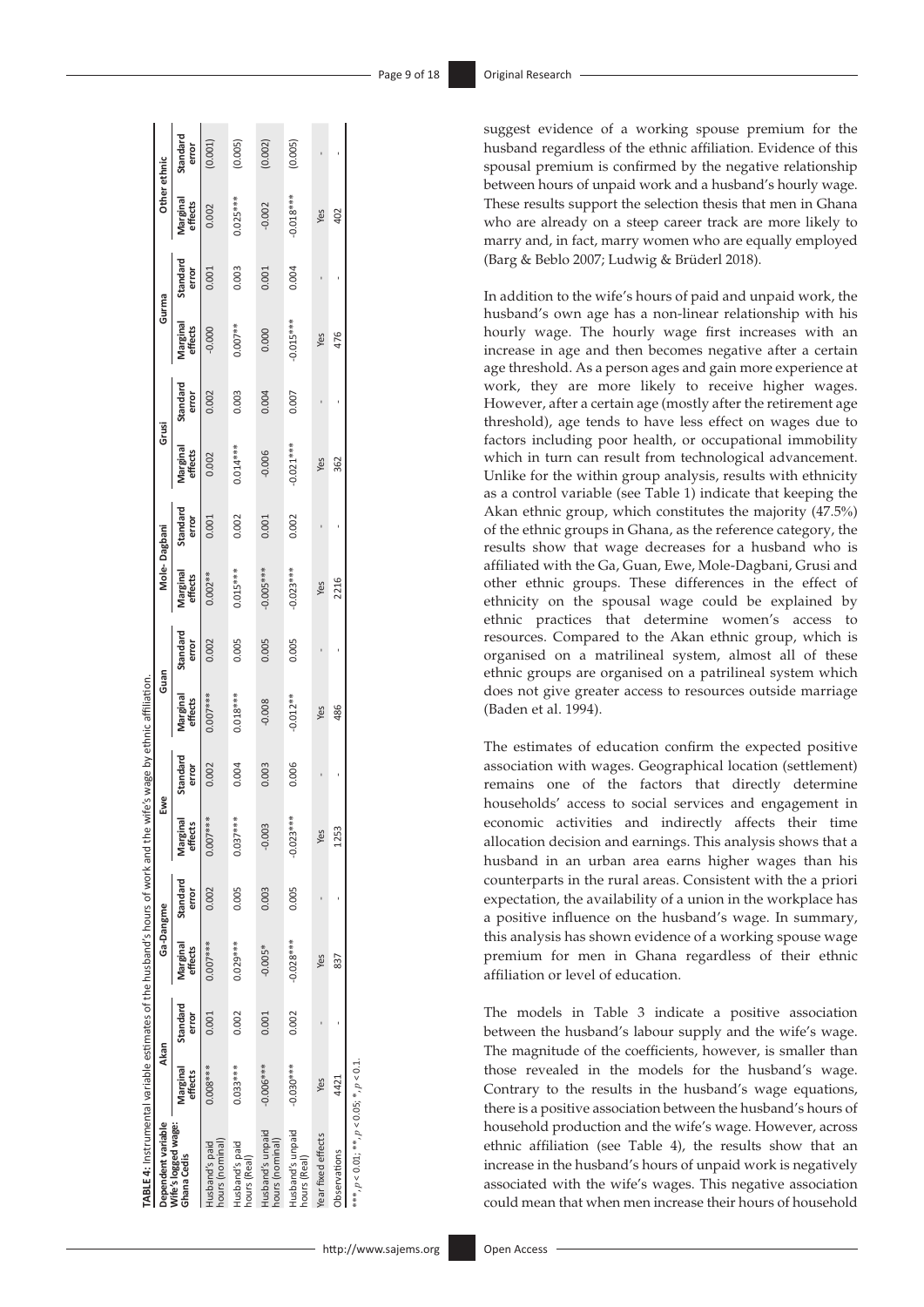**TABLE 4:** Instrumental variable estimates of the husband's hours of work and the wife's wage by ethnic affiliation.

| Dependent variable | Akan | | Ga-Dangme | | Ewe | | Guan | | Mole- Dagbani | | Grusi | | Gurma | | Other ethnic | |
|---|---|---|---|---|---|---|---|---|---|---|---|---|---|---|---|---|
| Wife's logged wage: Ghana Cedis | Marginal effects | Standard error | Marginal effects | Standard error | Marginal effects | Standard error | Marginal effects | Standard error | Marginal effects | Standard error | Marginal effects | Standard error | Marginal effects | Standard error | Marginal effects | Standard error |
| Husband's paid hours (nominal) | 0.008*** | 0.001 | 0.007*** | 0.002 | 0.007*** | 0.002 | 0.007*** | 0.002 | 0.002** | 0.001 | 0.002 | 0.002 | -0.000 | 0.001 | 0.002 | (0.001) |
| Husband's paid hours (Real) | 0.033*** | 0.002 | 0.029*** | 0.005 | 0.037*** | 0.004 | 0.018*** | 0.005 | 0.015*** | 0.002 | 0.014*** | 0.003 | 0.007** | 0.003 | 0.025*** | (0.005) |
| Husband's unpaid hours (nominal) | -0.006*** | 0.001 | -0.005* | 0.003 | -0.003 | 0.003 | -0.008 | 0.005 | -0.005*** | 0.001 | -0.006 | 0.004 | 0.000 | 0.001 | -0.002 | (0.002) |
| Husband's unpaid hours (Real) | -0.030*** | 0.002 | -0.028*** | 0.005 | -0.023*** | 0.006 | -0.012** | 0.005 | -0.023*** | 0.002 | -0.021*** | 0.007 | -0.015*** | 0.004 | -0.018*** | (0.005) |
| Year fixed effects | Yes | - | Yes | - | Yes | - | Yes | - | Yes | - | Yes | - | Yes | - | Yes | - |
| Observations | 4421 | - | 837 | - | 1253 | - | 486 | - | 2216 | - | 362 | - | 476 | - | 402 | - |

***, $p < 0.01$; **, $p < 0.05$; *, $p < 0.1$.

suggest evidence of a working spouse premium for the husband regardless of the ethnic affiliation. Evidence of this spousal premium is confirmed by the negative relationship between hours of unpaid work and a husband's hourly wage. These results support the selection thesis that men in Ghana who are already on a steep career track are more likely to marry and, in fact, marry women who are equally employed (Barg & Beblo 2007; Ludwig & Brüderl 2018).

In addition to the wife's hours of paid and unpaid work, the husband's own age has a non-linear relationship with his hourly wage. The hourly wage first increases with an increase in age and then becomes negative after a certain age threshold. As a person ages and gain more experience at work, they are more likely to receive higher wages. However, after a certain age (mostly after the retirement age threshold), age tends to have less effect on wages due to factors including poor health, or occupational immobility which in turn can result from technological advancement. Unlike for the within group analysis, results with ethnicity as a control variable (see Table 1) indicate that keeping the Akan ethnic group, which constitutes the majority (47.5%) of the ethnic groups in Ghana, as the reference category, the results show that wage decreases for a husband who is affiliated with the Ga, Guan, Ewe, Mole-Dagbani, Grusi and other ethnic groups. These differences in the effect of ethnicity on the spousal wage could be explained by ethnic practices that determine women's access to resources. Compared to the Akan ethnic group, which is organised on a matrilineal system, almost all of these ethnic groups are organised on a patrilineal system which does not give greater access to resources outside marriage (Baden et al. 1994).

The estimates of education confirm the expected positive association with wages. Geographical location (settlement) remains one of the factors that directly determine households' access to social services and engagement in economic activities and indirectly affects their time allocation decision and earnings. This analysis shows that a husband in an urban area earns higher wages than his counterparts in the rural areas. Consistent with the a priori expectation, the availability of a union in the workplace has a positive influence on the husband's wage. In summary, this analysis has shown evidence of a working spouse wage premium for men in Ghana regardless of their ethnic affiliation or level of education.

The models in Table 3 indicate a positive association between the husband's labour supply and the wife's wage. The magnitude of the coefficients, however, is smaller than those revealed in the models for the husband's wage. Contrary to the results in the husband's wage equations, there is a positive association between the husband's hours of household production and the wife's wage. However, across ethnic affiliation (see Table 4), the results show that an increase in the husband's hours of unpaid work is negatively associated with the wife's wages. This negative association could mean that when men increase their hours of household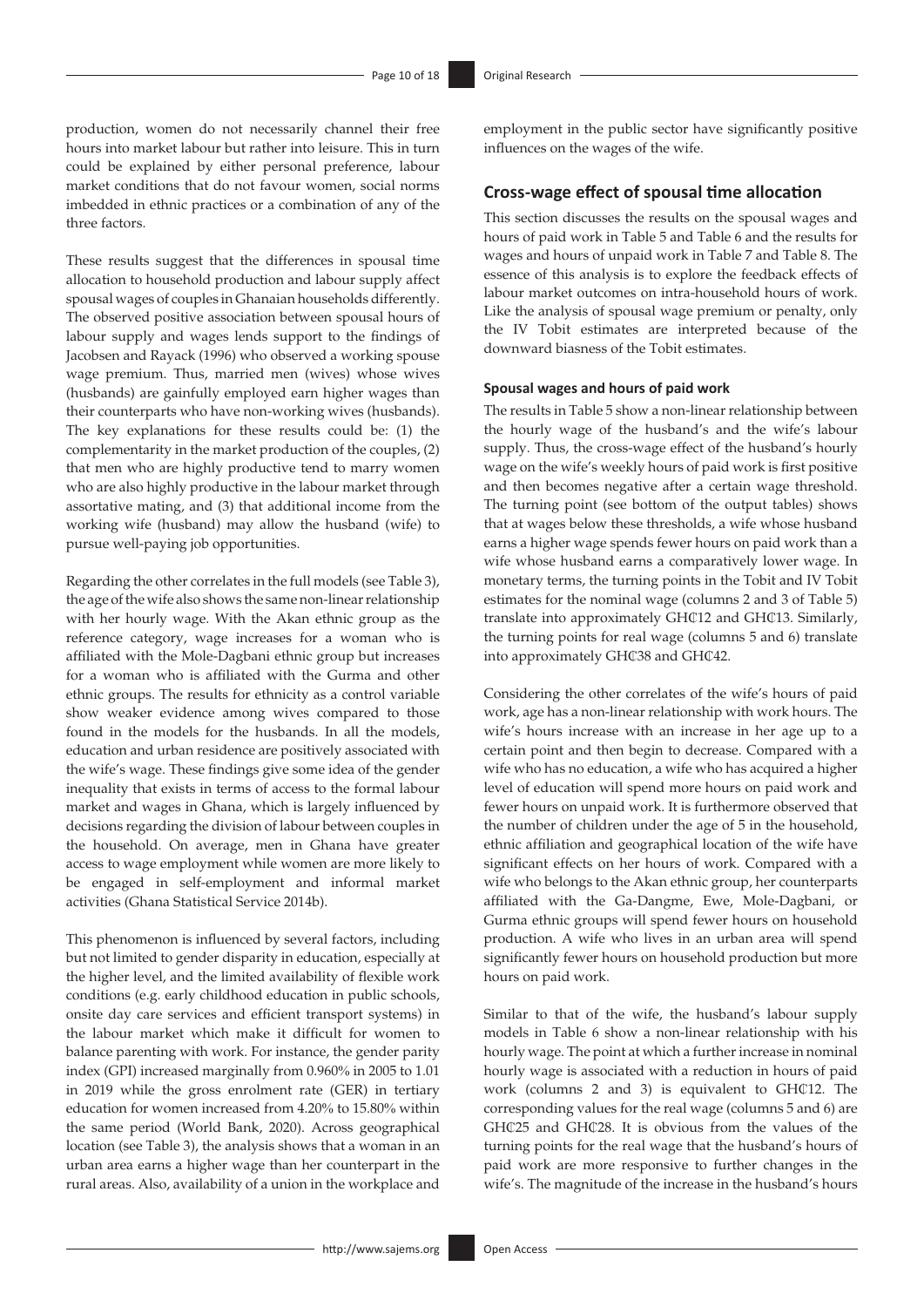production, women do not necessarily channel their free hours into market labour but rather into leisure. This in turn could be explained by either personal preference, labour market conditions that do not favour women, social norms imbedded in ethnic practices or a combination of any of the three factors.

These results suggest that the differences in spousal time allocation to household production and labour supply affect spousal wages of couples in Ghanaian households differently. The observed positive association between spousal hours of labour supply and wages lends support to the findings of Jacobsen and Rayack (1996) who observed a working spouse wage premium. Thus, married men (wives) whose wives (husbands) are gainfully employed earn higher wages than their counterparts who have non-working wives (husbands). The key explanations for these results could be: (1) the complementarity in the market production of the couples, (2) that men who are highly productive tend to marry women who are also highly productive in the labour market through assortative mating, and (3) that additional income from the working wife (husband) may allow the husband (wife) to pursue well-paying job opportunities.

Regarding the other correlates in the full models (see Table 3), the age of the wife also shows the same non-linear relationship with her hourly wage. With the Akan ethnic group as the reference category, wage increases for a woman who is affiliated with the Mole-Dagbani ethnic group but increases for a woman who is affiliated with the Gurma and other ethnic groups. The results for ethnicity as a control variable show weaker evidence among wives compared to those found in the models for the husbands. In all the models, education and urban residence are positively associated with the wife's wage. These findings give some idea of the gender inequality that exists in terms of access to the formal labour market and wages in Ghana, which is largely influenced by decisions regarding the division of labour between couples in the household. On average, men in Ghana have greater access to wage employment while women are more likely to be engaged in self-employment and informal market activities (Ghana Statistical Service 2014b).

This phenomenon is influenced by several factors, including but not limited to gender disparity in education, especially at the higher level, and the limited availability of flexible work conditions (e.g. early childhood education in public schools, onsite day care services and efficient transport systems) in the labour market which make it difficult for women to balance parenting with work. For instance, the gender parity index (GPI) increased marginally from 0.960% in 2005 to 1.01 in 2019 while the gross enrolment rate (GER) in tertiary education for women increased from 4.20% to 15.80% within the same period (World Bank, 2020). Across geographical location (see Table 3), the analysis shows that a woman in an urban area earns a higher wage than her counterpart in the rural areas. Also, availability of a union in the workplace and employment in the public sector have significantly positive influences on the wages of the wife.

## Cross-wage effect of spousal time allocation

This section discusses the results on the spousal wages and hours of paid work in Table 5 and Table 6 and the results for wages and hours of unpaid work in Table 7 and Table 8. The essence of this analysis is to explore the feedback effects of labour market outcomes on intra-household hours of work. Like the analysis of spousal wage premium or penalty, only the IV Tobit estimates are interpreted because of the downward biasness of the Tobit estimates.

### Spousal wages and hours of paid work

The results in Table 5 show a non-linear relationship between the hourly wage of the husband's and the wife's labour supply. Thus, the cross-wage effect of the husband's hourly wage on the wife's weekly hours of paid work is first positive and then becomes negative after a certain wage threshold. The turning point (see bottom of the output tables) shows that at wages below these thresholds, a wife whose husband earns a higher wage spends fewer hours on paid work than a wife whose husband earns a comparatively lower wage. In monetary terms, the turning points in the Tobit and IV Tobit estimates for the nominal wage (columns 2 and 3 of Table 5) translate into approximately GH₵12 and GH₵13. Similarly, the turning points for real wage (columns 5 and 6) translate into approximately GH₵38 and GH₵42.

Considering the other correlates of the wife's hours of paid work, age has a non-linear relationship with work hours. The wife's hours increase with an increase in her age up to a certain point and then begin to decrease. Compared with a wife who has no education, a wife who has acquired a higher level of education will spend more hours on paid work and fewer hours on unpaid work. It is furthermore observed that the number of children under the age of 5 in the household, ethnic affiliation and geographical location of the wife have significant effects on her hours of work. Compared with a wife who belongs to the Akan ethnic group, her counterparts affiliated with the Ga-Dangme, Ewe, Mole-Dagbani, or Gurma ethnic groups will spend fewer hours on household production. A wife who lives in an urban area will spend significantly fewer hours on household production but more hours on paid work.

Similar to that of the wife, the husband's labour supply models in Table 6 show a non-linear relationship with his hourly wage. The point at which a further increase in nominal hourly wage is associated with a reduction in hours of paid work (columns 2 and 3) is equivalent to GH₵12. The corresponding values for the real wage (columns 5 and 6) are GH₵25 and GH₵28. It is obvious from the values of the turning points for the real wage that the husband's hours of paid work are more responsive to further changes in the wife's. The magnitude of the increase in the husband's hours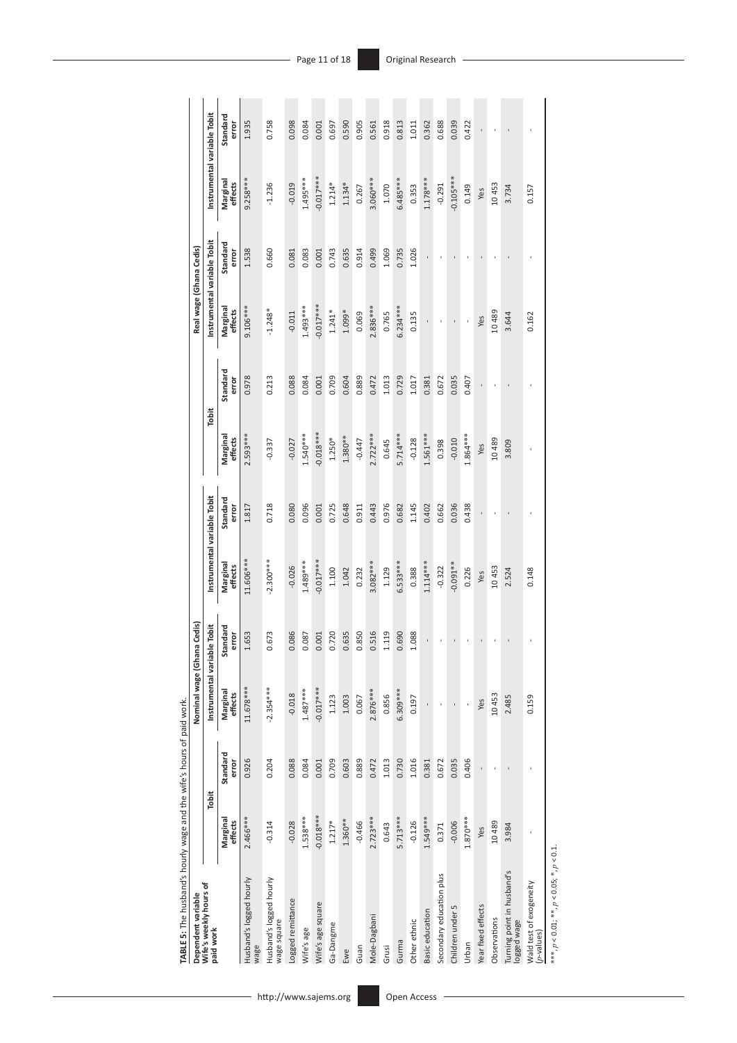**TABLE 5:** The husband's hourly wage and the wife's hours of paid work.

| Dependent variable Wife's weekly hours of paid work | Nominal wage (Ghana Cedis) | | | | | | Real wage (Ghana Cedis) | | | | | |
|---|---|---|---|---|---|---|---|---|---|---|---|---|
| | Tobit | | Instrumental variable Tobit | | Instrumental variable Tobit | | Tobit | | Instrumental variable Tobit | | Instrumental variable Tobit | |
| | Marginal effects | Standard error | Marginal effects | Standard error | Marginal effects | Standard error | Marginal effects | Standard error | Marginal effects | Standard error | Marginal effects | Standard error |
| Husband's logged hourly wage | 2.466*** | 0.926 | 11.678*** | 1.653 | 11.606*** | 1.817 | 2.593*** | 0.978 | 9.106*** | 1.538 | 9.258*** | 1.935 |
| Husband's logged hourly wage square | -0.314 | 0.204 | -2.354*** | 0.673 | -2.300*** | 0.718 | -0.337 | 0.213 | -1.248* | 0.660 | -1.236 | 0.758 |
| Logged remittance | -0.028 | 0.088 | -0.018 | 0.086 | -0.026 | 0.080 | -0.027 | 0.088 | -0.011 | 0.081 | -0.019 | 0.098 |
| Wife's age | 1.538*** | 0.084 | 1.487*** | 0.087 | 1.489*** | 0.096 | 1.540*** | 0.084 | 1.493*** | 0.083 | 1.495*** | 0.084 |
| Wife's age square | -0.018*** | 0.001 | -0.017*** | 0.001 | -0.017*** | 0.001 | -0.018*** | 0.001 | -0.017*** | 0.001 | -0.017*** | 0.001 |
| Ga-Dangme | 1.217* | 0.709 | 1.123 | 0.720 | 1.100 | 0.725 | 1.250* | 0.709 | 1.241* | 0.743 | 1.214* | 0.697 |
| Ewe | 1.360** | 0.603 | 1.003 | 0.635 | 1.042 | 0.648 | 1.380** | 0.604 | 1.099* | 0.635 | 1.134* | 0.590 |
| Guan | -0.466 | 0.889 | 0.067 | 0.850 | 0.232 | 0.911 | -0.447 | 0.889 | 0.069 | 0.914 | 0.267 | 0.905 |
| Mole-Dagbani | 2.723*** | 0.472 | 2.876*** | 0.516 | 3.082*** | 0.443 | 2.722*** | 0.472 | 2.836*** | 0.499 | 3.060*** | 0.561 |
| Grusi | 0.643 | 1.013 | 0.856 | 1.119 | 1.129 | 0.976 | 0.645 | 1.013 | 0.765 | 1.069 | 1.070 | 0.918 |
| Gurma | 5.713*** | 0.730 | 6.309*** | 0.690 | 6.533*** | 0.682 | 5.714*** | 0.729 | 6.234*** | 0.735 | 6.485*** | 0.813 |
| Other ethnic | -0.126 | 1.016 | 0.197 | 1.088 | 0.388 | 1.145 | -0.128 | 1.017 | 0.135 | 1.026 | 0.353 | 1.011 |
| Basic education | 1.549*** | 0.381 | - | - | 1.114*** | 0.402 | 1.561*** | 0.381 | - | - | 1.178*** | 0.362 |
| Secondary education plus | 0.371 | 0.672 | - | - | -0.322 | 0.662 | 0.398 | 0.672 | - | - | -0.291 | 0.688 |
| Children under 5 | -0.006 | 0.035 | - | - | -0.091** | 0.036 | -0.010 | 0.035 | - | - | -0.105*** | 0.039 |
| Urban | 1.870*** | 0.406 | - | - | 0.226 | 0.438 | 1.864*** | 0.407 | - | - | 0.149 | 0.422 |
| Year fixed effects | Yes | - | Yes | - | Yes | - | Yes | - | Yes | - | Yes | - |
| Observations | 10489 | - | 10453 | - | 10453 | - | 10489 | - | 10489 | - | 10453 | - |
| Turning point in husband's logged wage | 3.984 | - | 2.485 | - | 2.524 | - | 3.809 | - | 3.644 | - | 3.734 | - |
| Wald test of exogeneity (*p*-values) | - | - | 0.159 | - | 0.148 | - | - | - | 0.162 | - | 0.157 | - |

***, $p < 0.01$; **, $p < 0.05$; *, $p < 0.1$.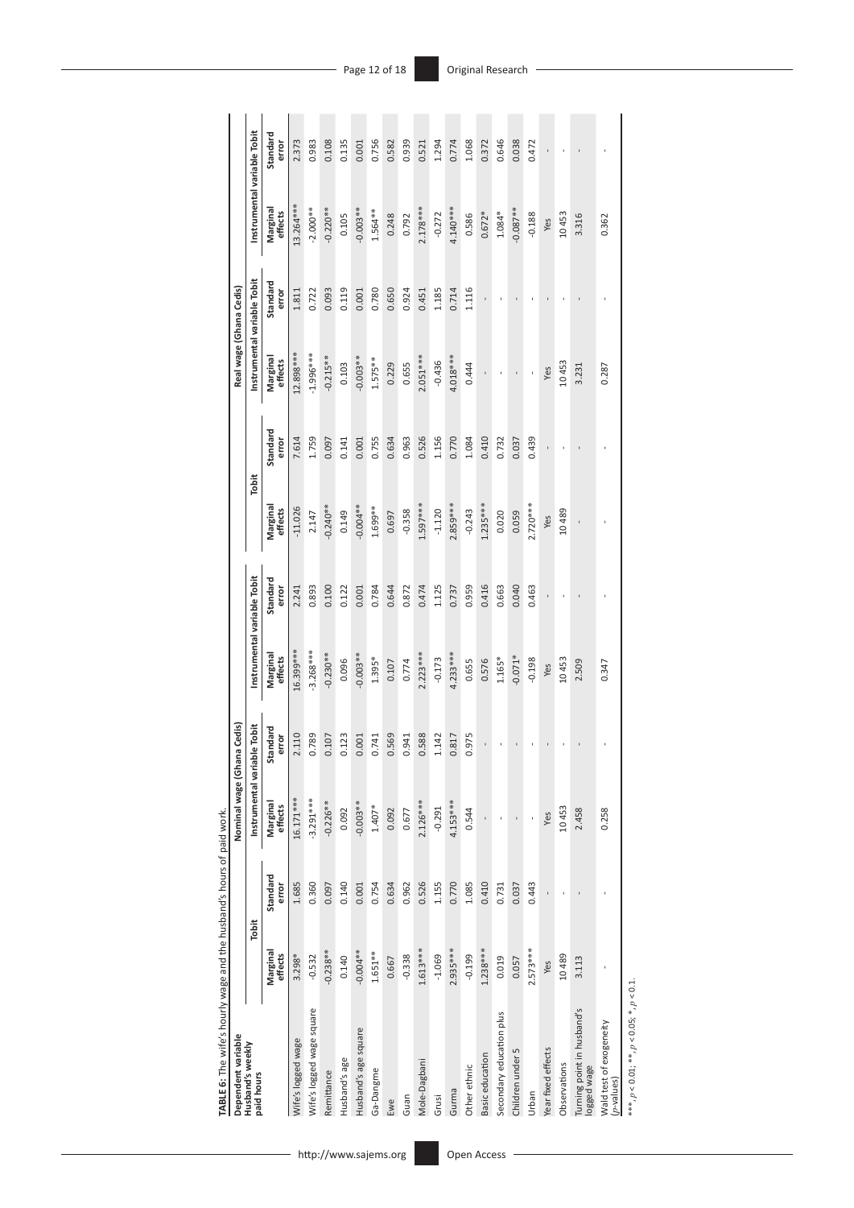**TABLE 6:** The wife's hourly wage and the husband's hours of paid work.

| Dependent variable Husband's weekly paid hours | Nominal wage (Ghana Cedis) | | | | | | Real wage (Ghana Cedis) | | | | | |
|---|---|---|---|---|---|---|---|---|---|---|---|---|
| | Tobit | | Instrumental variable Tobit | | Instrumental variable Tobit | | Tobit | | Instrumental variable Tobit | | Instrumental variable Tobit | |
| | Marginal effects | Standard error | Marginal effects | Standard error | Marginal effects | Standard error | Marginal effects | Standard error | Marginal effects | Standard error | Marginal effects | Standard error |
| Wife's logged wage | 3.298* | 1.685 | 16.171*** | 2.110 | 16.399*** | 2.241 | -11.026 | 7.614 | 12.898*** | 1.811 | 13.264*** | 2.373 |
| Wife's logged wage square | -0.532 | 0.360 | -3.291*** | 0.789 | -3.268*** | 0.893 | 2.147 | 1.759 | -1.996*** | 0.722 | -2.000** | 0.983 |
| Remittance | -0.238** | 0.097 | -0.226** | 0.107 | -0.230** | 0.100 | -0.240** | 0.097 | -0.215** | 0.093 | -0.220** | 0.108 |
| Husband's age | 0.140 | 0.140 | 0.092 | 0.123 | 0.096 | 0.122 | 0.149 | 0.141 | 0.103 | 0.119 | 0.105 | 0.135 |
| Husband's age square | -0.004** | 0.001 | -0.003** | 0.001 | -0.003** | 0.001 | -0.004** | 0.001 | -0.003** | 0.001 | -0.003** | 0.001 |
| Ga-Dangme | 1.651** | 0.754 | 1.407* | 0.741 | 1.395* | 0.784 | 1.699** | 0.755 | 1.575** | 0.780 | 1.564** | 0.756 |
| Ewe | 0.667 | 0.634 | 0.092 | 0.569 | 0.107 | 0.644 | 0.697 | 0.634 | 0.229 | 0.650 | 0.248 | 0.582 |
| Guan | -0.338 | 0.962 | 0.677 | 0.941 | 0.774 | 0.872 | -0.358 | 0.963 | 0.655 | 0.924 | 0.792 | 0.939 |
| Mole-Dagbani | 1.613*** | 0.526 | 2.126*** | 0.588 | 2.223*** | 0.474 | 1.597*** | 0.526 | 2.051*** | 0.451 | 2.178*** | 0.521 |
| Grusi | -1.069 | 1.155 | -0.291 | 1.142 | -0.173 | 1.125 | -1.120 | 1.156 | -0.436 | 1.185 | -0.272 | 1.294 |
| Gurma | 2.935*** | 0.770 | 4.153*** | 0.817 | 4.233*** | 0.737 | 2.859*** | 0.770 | 4.018*** | 0.714 | 4.140*** | 0.774 |
| Other ethnic | -0.199 | 1.085 | 0.544 | 0.975 | 0.655 | 0.959 | -0.243 | 1.084 | 0.444 | 1.116 | 0.586 | 1.068 |
| Basic education | 1.238*** | 0.410 | - | - | 0.576 | 0.416 | 1.235*** | 0.410 | - | - | 0.672* | 0.372 |
| Secondary education plus | 0.019 | 0.731 | - | - | 1.165* | 0.663 | 0.020 | 0.732 | - | - | 1.084* | 0.646 |
| Children under 5 | 0.057 | 0.037 | - | - | -0.071* | 0.040 | 0.059 | 0.037 | - | - | -0.087** | 0.038 |
| Urban | 2.573*** | 0.443 | - | - | -0.198 | 0.463 | 2.720*** | 0.439 | - | - | -0.188 | 0.472 |
| Year fixed effects | Yes | - | Yes | - | Yes | - | Yes | - | Yes | - | Yes | - |
| Observations | 10489 | - | 10453 | - | 10453 | - | 10489 | - | 10453 | - | 10453 | - |
| Turning point in husband's logged wage | 3.113 | - | 2.458 | - | 2.509 | - | - | - | 3.231 | - | 3.316 | - |
| Wald test of exogeneity (*p*-values) | - | - | 0.258 | - | 0.347 | - | - | - | 0.287 | - | 0.362 | - |

\*\*\*, $p < 0.01$; \*\*, $p < 0.05$; \*, $p < 0.1$.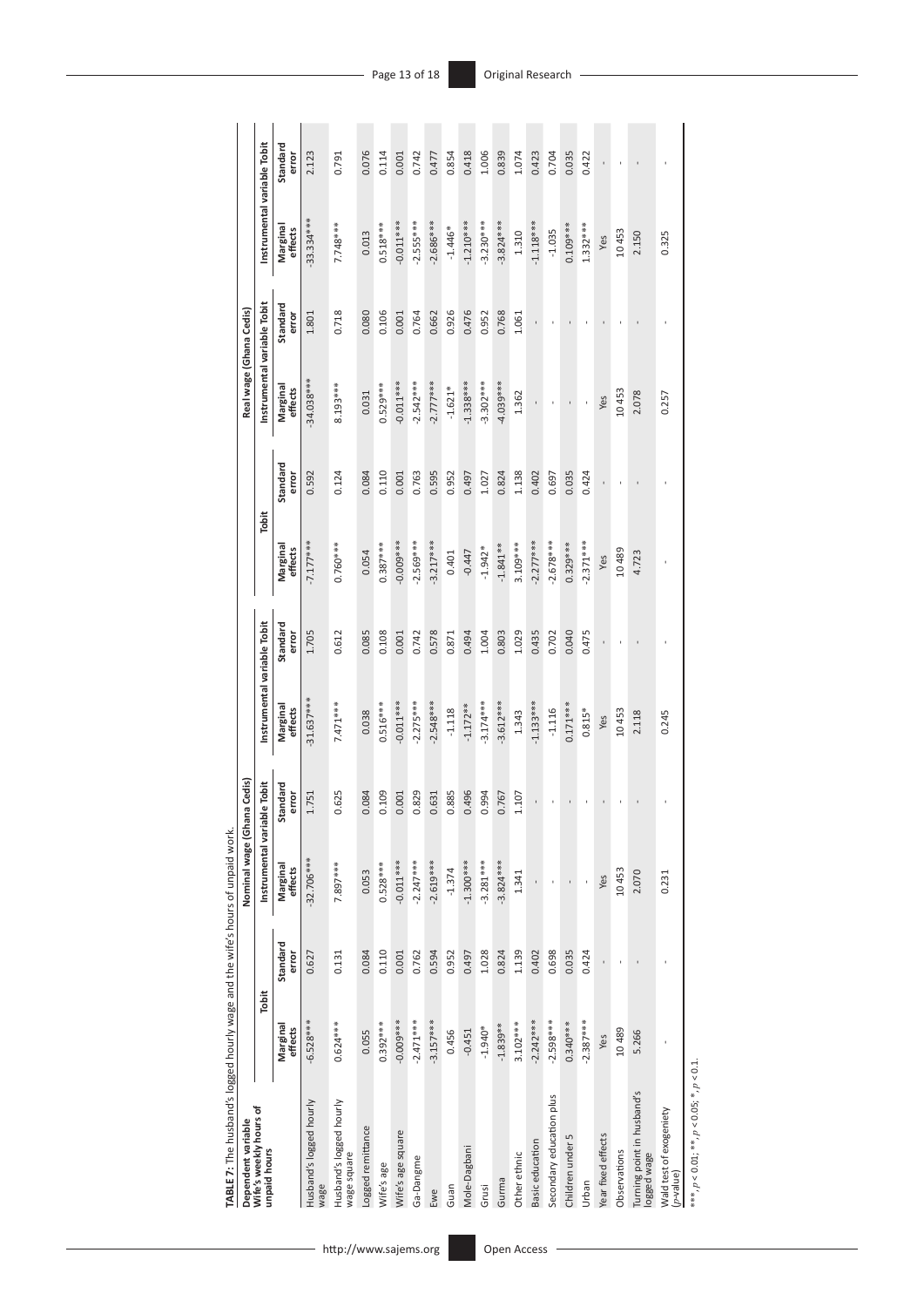**TABLE 7:** The husband's logged hourly wage and the wife's hours of unpaid work.

| Dependent variable Wife's weekly hours of unpaid hours | Nominal wage (Ghana Cedis) | | | | | | Real wage (Ghana Cedis) | | | | | |
|---|---|---|---|---|---|---|---|---|---|---|---|---|
| | Tobit | | Instrumental variable Tobit | | Instrumental variable Tobit | | Tobit | | Instrumental variable Tobit | | Instrumental variable Tobit | |
| | Marginal effects | Standard error | Marginal effects | Standard error | Marginal effects | Standard error | Marginal effects | Standard error | Marginal effects | Standard error | Marginal effects | Standard error |
| Husband's logged hourly wage | -6.528*** | 0.627 | -32.706*** | 1.751 | -31.637*** | 1.705 | -7.177*** | 0.592 | -34.038*** | 1.801 | -33.334*** | 2.123 |
| Husband's logged hourly wage square | 0.624*** | 0.131 | 7.897*** | 0.625 | 7.471*** | 0.612 | 0.760*** | 0.124 | 8.193*** | 0.718 | 7.748*** | 0.791 |
| Logged remittance | 0.055 | 0.084 | 0.053 | 0.084 | 0.038 | 0.085 | 0.054 | 0.084 | 0.031 | 0.080 | 0.013 | 0.076 |
| Wife's age | 0.392*** | 0.110 | 0.528*** | 0.109 | 0.516*** | 0.108 | 0.387*** | 0.110 | 0.529*** | 0.106 | 0.518*** | 0.114 |
| Wife's age square | -0.009*** | 0.001 | -0.011*** | 0.001 | -0.011*** | 0.001 | -0.009*** | 0.001 | -0.011*** | 0.001 | -0.011*** | 0.001 |
| Ga-Dangme | -2.471*** | 0.762 | -2.247*** | 0.829 | -2.275*** | 0.742 | -2.569*** | 0.763 | -2.542*** | 0.764 | -2.555*** | 0.742 |
| Ewe | -3.157*** | 0.594 | -2.619*** | 0.631 | -2.548*** | 0.578 | -3.217*** | 0.595 | -2.777*** | 0.662 | -2.686*** | 0.477 |
| Guan | 0.456 | 0.952 | -1.374 | 0.885 | -1.118 | 0.871 | 0.401 | 0.952 | -1.621* | 0.926 | -1.446* | 0.854 |
| Mole-Dagbani | -0.451 | 0.497 | -1.300*** | 0.496 | -1.172** | 0.494 | -0.447 | 0.497 | -1.338*** | 0.476 | -1.210*** | 0.418 |
| Grusi | -1.940* | 1.028 | -3.281*** | 0.994 | -3.174*** | 1.004 | -1.942* | 1.027 | -3.302*** | 0.952 | -3.230*** | 1.006 |
| Gurma | -1.839** | 0.824 | -3.824*** | 0.767 | -3.612*** | 0.803 | -1.841** | 0.824 | -4.039*** | 0.768 | -3.824*** | 0.839 |
| Other ethnic | 3.102*** | 1.139 | 1.341 | 1.107 | 1.343 | 1.029 | 3.109*** | 1.138 | 1.362 | 1.061 | 1.310 | 1.074 |
| Basic education | -2.242*** | 0.402 | - | - | -1.133*** | 0.435 | -2.277*** | 0.402 | - | - | -1.118*** | 0.423 |
| Secondary education plus | -2.598*** | 0.698 | - | - | -1.116 | 0.702 | -2.678*** | 0.697 | - | - | -1.035 | 0.704 |
| Children under 5 | 0.340*** | 0.035 | - | - | 0.171*** | 0.040 | 0.329*** | 0.035 | - | - | 0.109*** | 0.035 |
| Urban | -2.387*** | 0.424 | - | - | 0.815* | 0.475 | -2.371*** | 0.424 | - | - | 1.332*** | 0.422 |
| Year fixed effects | Yes | - | Yes | - | Yes | - | Yes | - | Yes | - | Yes | - |
| Observations | 10 489 | - | 10 453 | - | 10 453 | - | 10 489 | - | 10 453 | - | 10 453 | - |
| Turning point in husband's logged wage | 5.266 | - | 2.070 | - | 2.118 | - | 4.723 | - | 2.078 | - | 2.150 | - |
| Wald test of exogeniety (*p*-value) | - | - | 0.231 | - | 0.245 | - | - | - | 0.257 | - | 0.325 | - |

***, $p < 0.01$; **, $p < 0.05$; *, $p < 0.1$.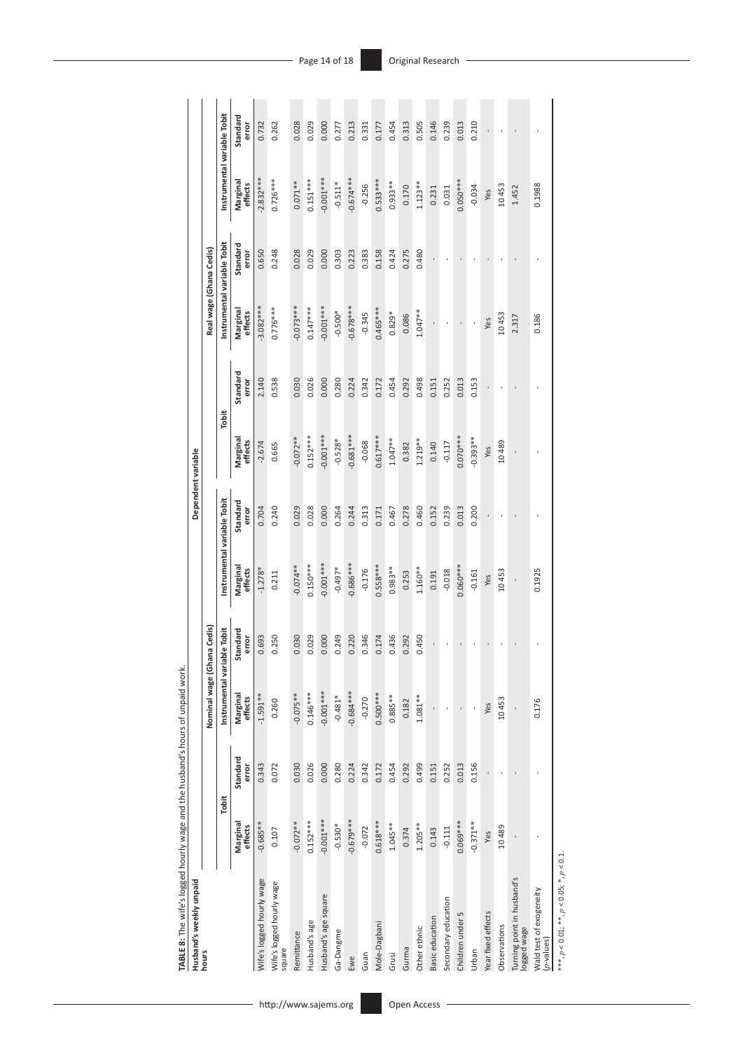**TABLE 8:** The wife's logged hourly wage and the husband's hours of unpaid work.

| Husband's weekly unpaid hours | Dependent variable | | | | | | | | | | | |
|---|---|---|---|---|---|---|---|---|---|---|---|---|
| | Nominal wage (Ghana Cedis) | | | | | | Real wage (Ghana Cedis) | | | | | |
| | Tobit | | Instrumental variable Tobit | | Instrumental variable Tobit | | Tobit | | Instrumental variable Tobit | | Instrumental variable Tobit | |
| | Marginal effects | Standard error | Marginal effects | Standard error | Marginal effects | Standard error | Marginal effects | Standard error | Marginal effects | Standard error | Marginal effects | Standard error |
| Wife's logged hourly wage | -0.685** | 0.343 | -1.591** | 0.693 | -1.278* | 0.704 | -2.674 | 2.140 | -3.082*** | 0.650 | -2.832*** | 0.732 |
| Wife's logged hourly wage square | 0.107 | 0.072 | 0.260 | 0.250 | 0.211 | 0.240 | 0.665 | 0.538 | 0.776*** | 0.248 | 0.726*** | 0.262 |
| Remittance | -0.072** | 0.030 | -0.075** | 0.030 | -0.074** | 0.029 | -0.072** | 0.030 | -0.073*** | 0.028 | 0.071** | 0.028 |
| Husband's age | 0.152*** | 0.026 | 0.146*** | 0.029 | 0.150*** | 0.028 | 0.152*** | 0.026 | 0.147*** | 0.029 | 0.151*** | 0.029 |
| Husband's age square | -0.001*** | 0.000 | -0.001*** | 0.000 | -0.001*** | 0.000 | -0.001*** | 0.000 | -0.001*** | 0.000 | -0.001*** | 0.000 |
| Ga-Dangme | -0.530* | 0.280 | -0.481* | 0.249 | -0.497* | 0.264 | -0.528* | 0.280 | -0.500* | 0.303 | -0.511* | 0.277 |
| Ewe | -0.679*** | 0.224 | -0.684*** | 0.220 | -0.686*** | 0.244 | -0.681*** | 0.224 | -0.678*** | 0.223 | -0.674*** | 0.213 |
| Guan | -0.072 | 0.342 | -0.270 | 0.346 | -0.176 | 0.313 | -0.068 | 0.342 | -0.345 | 0.383 | -0.256 | 0.331 |
| Mole-Dagbani | 0.618*** | 0.172 | 0.500*** | 0.174 | 0.558*** | 0.171 | 0.617*** | 0.172 | 0.465*** | 0.158 | 0.533*** | 0.177 |
| Grusi | 1.045** | 0.454 | 0.885** | 0.436 | 0.983** | 0.467 | 1.047** | 0.454 | 0.829* | 0.424 | 0.933** | 0.454 |
| Gurma | 0.374 | 0.292 | 0.182 | 0.292 | 0.253 | 0.278 | 0.382 | 0.292 | 0.086 | 0.275 | 0.170 | 0.313 |
| Other ethnic | 1.205** | 0.499 | 1.081** | 0.450 | 1.160** | 0.460 | 1.219** | 0.498 | 1.047** | 0.480 | 1.123** | 0.505 |
| Basic education | 0.143 | 0.151 | - | - | 0.191 | 0.152 | 0.140 | 0.151 | - | - | 0.231 | 0.146 |
| Secondary education | -0.111 | 0.252 | - | - | -0.018 | 0.239 | -0.117 | 0.252 | - | - | 0.031 | 0.239 |
| Children under 5 | 0.069*** | 0.013 | - | - | 0.060*** | 0.013 | 0.070*** | 0.013 | - | - | 0.050*** | 0.013 |
| Urban | -0.371** | 0.156 | - | - | -0.161 | 0.200 | -0.393** | 0.153 | - | - | -0.034 | 0.210 |
| Year fixed effects | Yes | - | Yes | - | Yes | - | Yes | - | Yes | - | Yes | - |
| Observations | 10 489 | - | 10 453 | - | 10 453 | - | 10 489 | - | 10 453 | - | 10 453 | - |
| Turning point in husband's logged wage | - | - | - | - | - | - | - | - | 2.317 | - | 1.452 | - |
| Wald test of exogeneity (*p*-values) | - | - | 0.176 | - | 0.1925 | - | - | - | 0.186 | - | 0.1988 | - |

***, $p < 0.01$; **, $p < 0.05$; *, $p < 0.1$.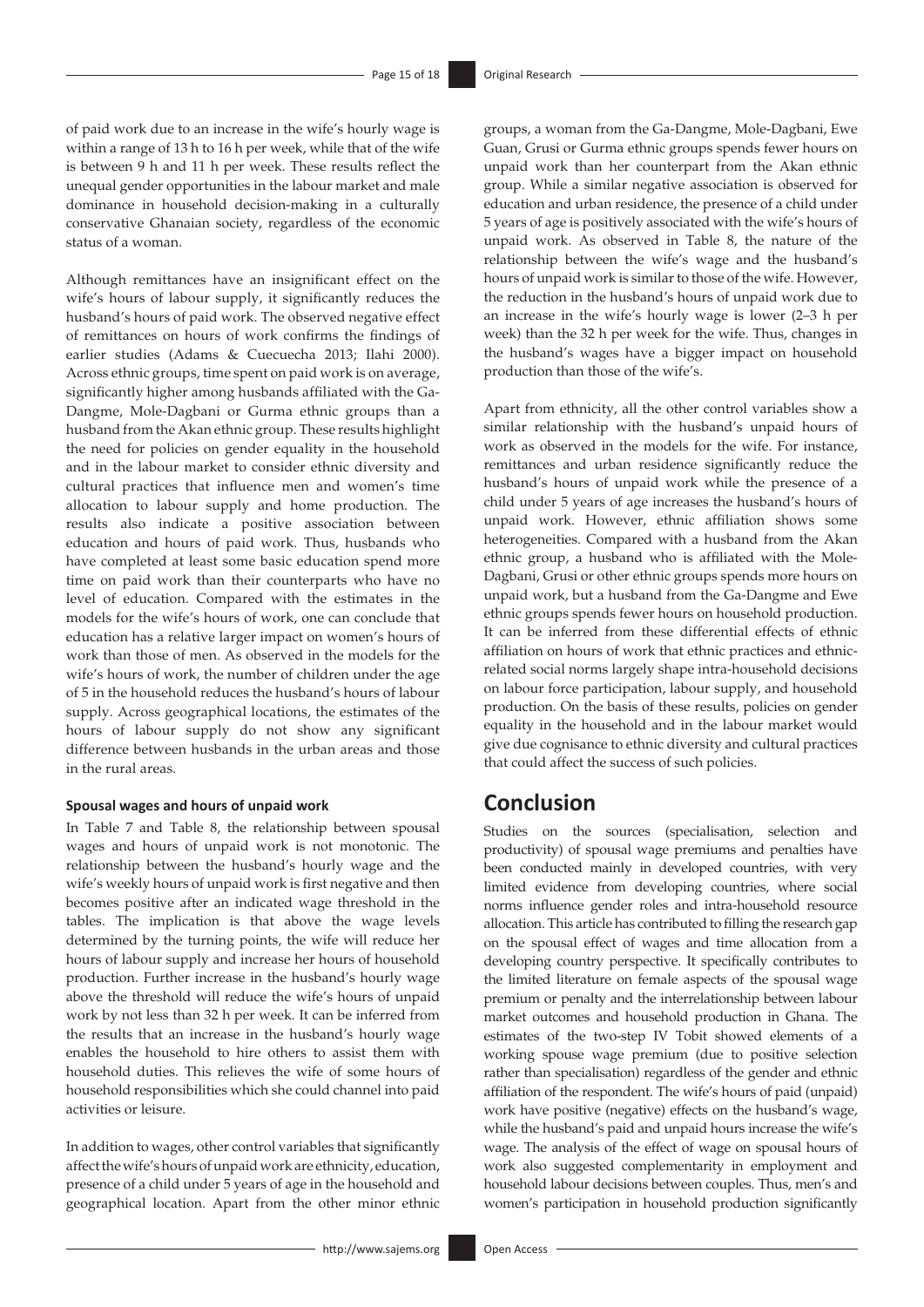of paid work due to an increase in the wife's hourly wage is within a range of 13 h to 16 h per week, while that of the wife is between 9 h and 11 h per week. These results reflect the unequal gender opportunities in the labour market and male dominance in household decision-making in a culturally conservative Ghanaian society, regardless of the economic status of a woman.

Although remittances have an insignificant effect on the wife's hours of labour supply, it significantly reduces the husband's hours of paid work. The observed negative effect of remittances on hours of work confirms the findings of earlier studies (Adams & Cuecuecha 2013; Ilahi 2000). Across ethnic groups, time spent on paid work is on average, significantly higher among husbands affiliated with the Ga-Dangme, Mole-Dagbani or Gurma ethnic groups than a husband from the Akan ethnic group. These results highlight the need for policies on gender equality in the household and in the labour market to consider ethnic diversity and cultural practices that influence men and women's time allocation to labour supply and home production. The results also indicate a positive association between education and hours of paid work. Thus, husbands who have completed at least some basic education spend more time on paid work than their counterparts who have no level of education. Compared with the estimates in the models for the wife's hours of work, one can conclude that education has a relative larger impact on women's hours of work than those of men. As observed in the models for the wife's hours of work, the number of children under the age of 5 in the household reduces the husband's hours of labour supply. Across geographical locations, the estimates of the hours of labour supply do not show any significant difference between husbands in the urban areas and those in the rural areas.

#### Spousal wages and hours of unpaid work

In Table 7 and Table 8, the relationship between spousal wages and hours of unpaid work is not monotonic. The relationship between the husband's hourly wage and the wife's weekly hours of unpaid work is first negative and then becomes positive after an indicated wage threshold in the tables. The implication is that above the wage levels determined by the turning points, the wife will reduce her hours of labour supply and increase her hours of household production. Further increase in the husband's hourly wage above the threshold will reduce the wife's hours of unpaid work by not less than 32 h per week. It can be inferred from the results that an increase in the husband's hourly wage enables the household to hire others to assist them with household duties. This relieves the wife of some hours of household responsibilities which she could channel into paid activities or leisure.

In addition to wages, other control variables that significantly affect the wife's hours of unpaid work are ethnicity, education, presence of a child under 5 years of age in the household and geographical location. Apart from the other minor ethnic groups, a woman from the Ga-Dangme, Mole-Dagbani, Ewe Guan, Grusi or Gurma ethnic groups spends fewer hours on unpaid work than her counterpart from the Akan ethnic group. While a similar negative association is observed for education and urban residence, the presence of a child under 5 years of age is positively associated with the wife's hours of unpaid work. As observed in Table 8, the nature of the relationship between the wife's wage and the husband's hours of unpaid work is similar to those of the wife. However, the reduction in the husband's hours of unpaid work due to an increase in the wife's hourly wage is lower (2–3 h per week) than the 32 h per week for the wife. Thus, changes in the husband's wages have a bigger impact on household production than those of the wife's.

Apart from ethnicity, all the other control variables show a similar relationship with the husband's unpaid hours of work as observed in the models for the wife. For instance, remittances and urban residence significantly reduce the husband's hours of unpaid work while the presence of a child under 5 years of age increases the husband's hours of unpaid work. However, ethnic affiliation shows some heterogeneities. Compared with a husband from the Akan ethnic group, a husband who is affiliated with the Mole-Dagbani, Grusi or other ethnic groups spends more hours on unpaid work, but a husband from the Ga-Dangme and Ewe ethnic groups spends fewer hours on household production. It can be inferred from these differential effects of ethnic affiliation on hours of work that ethnic practices and ethnic-related social norms largely shape intra-household decisions on labour force participation, labour supply, and household production. On the basis of these results, policies on gender equality in the household and in the labour market would give due cognisance to ethnic diversity and cultural practices that could affect the success of such policies.

## Conclusion

Studies on the sources (specialisation, selection and productivity) of spousal wage premiums and penalties have been conducted mainly in developed countries, with very limited evidence from developing countries, where social norms influence gender roles and intra-household resource allocation. This article has contributed to filling the research gap on the spousal effect of wages and time allocation from a developing country perspective. It specifically contributes to the limited literature on female aspects of the spousal wage premium or penalty and the interrelationship between labour market outcomes and household production in Ghana. The estimates of the two-step IV Tobit showed elements of a working spouse wage premium (due to positive selection rather than specialisation) regardless of the gender and ethnic affiliation of the respondent. The wife's hours of paid (unpaid) work have positive (negative) effects on the husband's wage, while the husband's paid and unpaid hours increase the wife's wage. The analysis of the effect of wage on spousal hours of work also suggested complementarity in employment and household labour decisions between couples. Thus, men's and women's participation in household production significantly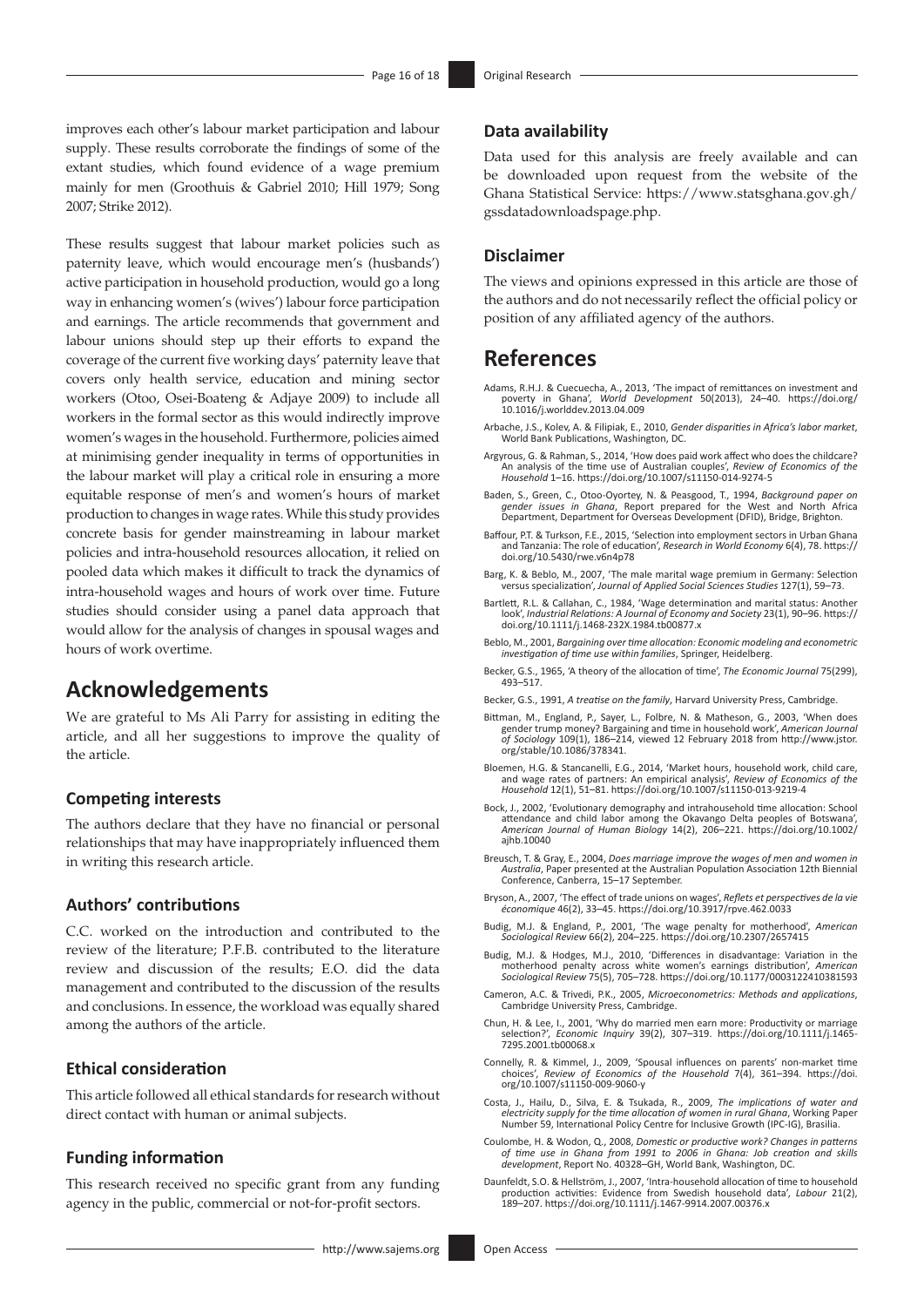improves each other's labour market participation and labour supply. These results corroborate the findings of some of the extant studies, which found evidence of a wage premium mainly for men (Groothuis & Gabriel 2010; Hill 1979; Song 2007; Strike 2012).

These results suggest that labour market policies such as paternity leave, which would encourage men's (husbands') active participation in household production, would go a long way in enhancing women's (wives') labour force participation and earnings. The article recommends that government and labour unions should step up their efforts to expand the coverage of the current five working days' paternity leave that covers only health service, education and mining sector workers (Otoo, Osei-Boateng & Adjaye 2009) to include all workers in the formal sector as this would indirectly improve women's wages in the household. Furthermore, policies aimed at minimising gender inequality in terms of opportunities in the labour market will play a critical role in ensuring a more equitable response of men's and women's hours of market production to changes in wage rates. While this study provides concrete basis for gender mainstreaming in labour market policies and intra-household resources allocation, it relied on pooled data which makes it difficult to track the dynamics of intra-household wages and hours of work over time. Future studies should consider using a panel data approach that would allow for the analysis of changes in spousal wages and hours of work overtime.

## Acknowledgements

We are grateful to Ms Ali Parry for assisting in editing the article, and all her suggestions to improve the quality of the article.

### Competing interests

The authors declare that they have no financial or personal relationships that may have inappropriately influenced them in writing this research article.

### Authors' contributions

C.C. worked on the introduction and contributed to the review of the literature; P.F.B. contributed to the literature review and discussion of the results; E.O. did the data management and contributed to the discussion of the results and conclusions. In essence, the workload was equally shared among the authors of the article.

### Ethical consideration

This article followed all ethical standards for research without direct contact with human or animal subjects.

### Funding information

This research received no specific grant from any funding agency in the public, commercial or not-for-profit sectors.

### Data availability

Data used for this analysis are freely available and can be downloaded upon request from the website of the Ghana Statistical Service: https://www.statsghana.gov.gh/gssdatadownloadspage.php.

### Disclaimer

The views and opinions expressed in this article are those of the authors and do not necessarily reflect the official policy or position of any affiliated agency of the authors.

## References

Adams, R.H.J. & Cuecuecha, A., 2013, 'The impact of remittances on investment and poverty in Ghana', *World Development* 50(2013), 24–40. https://doi.org/10.1016/j.worlddev.2013.04.009

Arbache, J.S., Kolev, A. & Filipiak, E., 2010, *Gender disparities in Africa's labor market*, World Bank Publications, Washington, DC.

Argyrous, G. & Rahman, S., 2014, 'How does paid work affect who does the childcare? An analysis of the time use of Australian couples', *Review of Economics of the Household* 1–16. https://doi.org/10.1007/s11150-014-9274-5

Baden, S., Green, C., Otoo-Oyortey, N. & Peasgood, T., 1994, *Background paper on gender issues in Ghana*, Report prepared for the West and North Africa Department, Department for Overseas Development (DFID), Bridge, Brighton.

Baffour, P.T. & Turkson, F.E., 2015, 'Selection into employment sectors in Urban Ghana and Tanzania: The role of education', *Research in World Economy* 6(4), 78. https://doi.org/10.5430/rwe.v6n4p78

Barg, K. & Beblo, M., 2007, 'The male marital wage premium in Germany: Selection versus specialization', *Journal of Applied Social Sciences Studies* 127(1), 59–73.

Bartlett, R.L. & Callahan, C., 1984, 'Wage determination and marital status: Another look', *Industrial Relations: A Journal of Economy and Society* 23(1), 90–96. https://doi.org/10.1111/j.1468-232X.1984.tb00877.x

Beblo, M., 2001, *Bargaining over time allocation: Economic modeling and econometric investigation of time use within families*, Springer, Heidelberg.

Becker, G.S., 1965, 'A theory of the allocation of time', *The Economic Journal* 75(299), 493–517.

Becker, G.S., 1991, *A treatise on the family*, Harvard University Press, Cambridge.

Bittman, M., England, P., Sayer, L., Folbre, N. & Matheson, G., 2003, 'When does gender trump money? Bargaining and time in household work', *American Journal of Sociology* 109(1), 186–214, viewed 12 February 2018 from http://www.jstor.org/stable/10.1086/378341.

Bloemen, H.G. & Stancanelli, E.G., 2014, 'Market hours, household work, child care, and wage rates of partners: An empirical analysis', *Review of Economics of the Household* 12(1), 51–81. https://doi.org/10.1007/s11150-013-9219-4

Bock, J., 2002, 'Evolutionary demography and intrahousehold time allocation: School attendance and child labor among the Okavango Delta peoples of Botswana', *American Journal of Human Biology* 14(2), 206–221. https://doi.org/10.1002/ajhb.10040

Breusch, T. & Gray, E., 2004, *Does marriage improve the wages of men and women in Australia*, Paper presented at the Australian Population Association 12th Biennial Conference, Canberra, 15–17 September.

Bryson, A., 2007, 'The effect of trade unions on wages', *Reflets et perspectives de la vie économique* 46(2), 33–45. https://doi.org/10.3917/rpve.462.0033

Budig, M.J. & England, P., 2001, 'The wage penalty for motherhood', *American Sociological Review* 66(2), 204–225. https://doi.org/10.2307/2657415

Budig, M.J. & Hodges, M.J., 2010, 'Differences in disadvantage: Variation in the motherhood penalty across white women's earnings distribution', *American Sociological Review* 75(5), 705–728. https://doi.org/10.1177/0003122410381593

Cameron, A.C. & Trivedi, P.K., 2005, *Microeconometrics: Methods and applications*, Cambridge University Press, Cambridge.

Chun, H. & Lee, I., 2001, 'Why do married men earn more: Productivity or marriage selection?', *Economic Inquiry* 39(2), 307–319. https://doi.org/10.1111/j.1465-7295.2001.tb00068.x

Connelly, R. & Kimmel, J., 2009, 'Spousal influences on parents' non-market time choices', *Review of Economics of the Household* 7(4), 361–394. https://doi.org/10.1007/s11150-009-9060-y

Costa, J., Hailu, D., Silva, E. & Tsukada, R., 2009, *The implications of water and electricity supply for the time allocation of women in rural Ghana*, Working Paper Number 59, International Policy Centre for Inclusive Growth (IPC-IG), Brasilia.

Coulombe, H. & Wodon, Q., 2008, *Domestic or productive work? Changes in patterns of time use in Ghana from 1991 to 2006 in Ghana: Job creation and skills development*, Report No. 40328–GH, World Bank, Washington, DC.

Daunfeldt, S.O. & Hellström, J., 2007, 'Intra-household allocation of time to household production activities: Evidence from Swedish household data', *Labour* 21(2), 189–207. https://doi.org/10.1111/j.1467-9914.2007.00376.x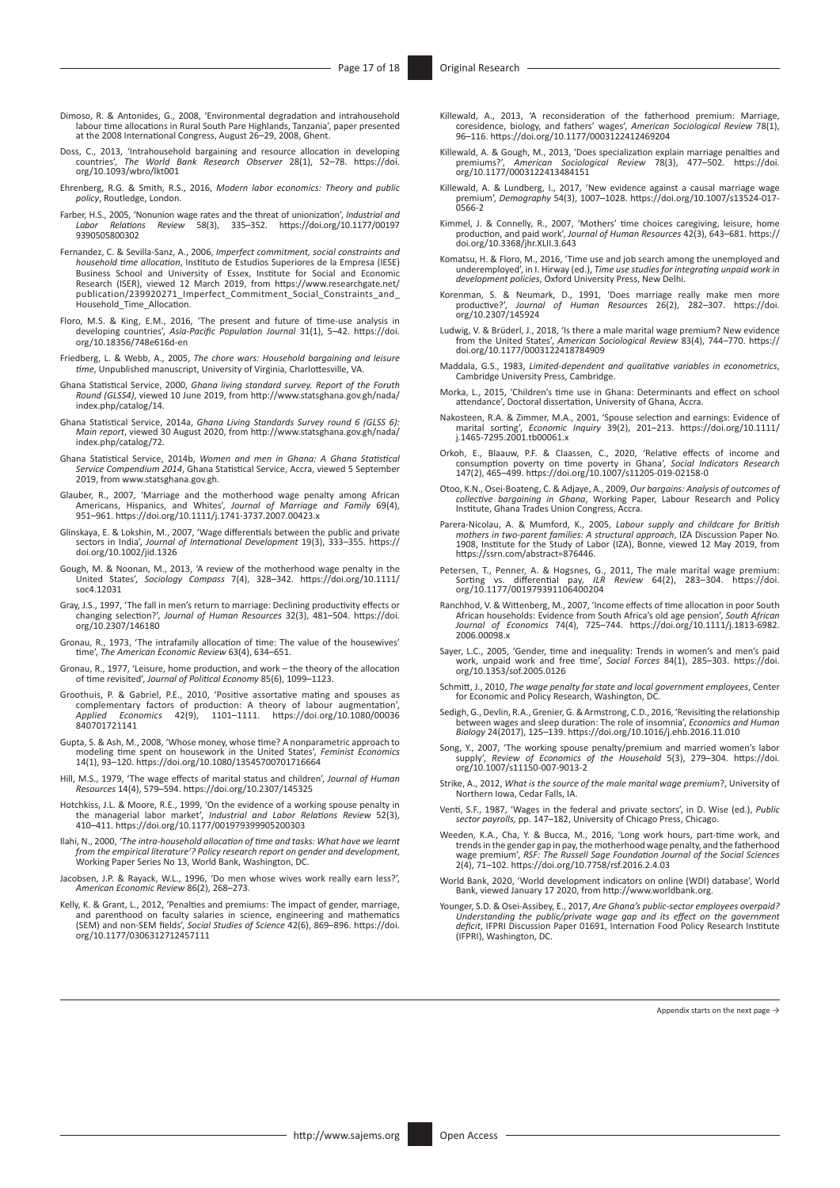Dimoso, R. & Antonides, G., 2008, 'Environmental degradation and intrahousehold labour time allocations in Rural South Pare Highlands, Tanzania', paper presented at the 2008 International Congress, August 26–29, 2008, Ghent.

Doss, C., 2013, 'Intrahousehold bargaining and resource allocation in developing countries', *The World Bank Research Observer* 28(1), 52–78. https://doi.org/10.1093/wbro/lkt001

Ehrenberg, R.G. & Smith, R.S., 2016, *Modern labor economics: Theory and public policy*, Routledge, London.

Farber, H.S., 2005, 'Nonunion wage rates and the threat of unionization', *Industrial and Labor Relations Review* 58(3), 335–352. https://doi.org/10.1177/001979390505800302

Fernandez, C. & Sevilla-Sanz, A., 2006, *Imperfect commitment, social constraints and household time allocation*, Instituto de Estudios Superiores de la Empresa (IESE) Business School and University of Essex, Institute for Social and Economic Research (ISER), viewed 12 March 2019, from https://www.researchgate.net/publication/239920271_Imperfect_Commitment_Social_Constraints_and_Household_Time_Allocation.

Floro, M.S. & King, E.M., 2016, 'The present and future of time-use analysis in developing countries', *Asia-Pacific Population Journal* 31(1), 5–42. https://doi.org/10.18356/748e616d-en

Friedberg, L. & Webb, A., 2005, *The chore wars: Household bargaining and leisure time*, Unpublished manuscript, University of Virginia, Charlottesville, VA.

Ghana Statistical Service, 2000, *Ghana living standard survey. Report of the Foruth Round (GLSS4)*, viewed 10 June 2019, from http://www.statsghana.gov.gh/nada/index.php/catalog/14.

Ghana Statistical Service, 2014a, *Ghana Living Standards Survey round 6 (GLSS 6): Main report*, viewed 30 August 2020, from http://www.statsghana.gov.gh/nada/index.php/catalog/72.

Ghana Statistical Service, 2014b, *Women and men in Ghana: A Ghana Statistical Service Compendium 2014*, Ghana Statistical Service, Accra, viewed 5 September 2019, from www.statsghana.gov.gh.

Glauber, R., 2007, 'Marriage and the motherhood wage penalty among African Americans, Hispanics, and Whites', *Journal of Marriage and Family* 69(4), 951–961. https://doi.org/10.1111/j.1741-3737.2007.00423.x

Glinskaya, E. & Lokshin, M., 2007, 'Wage differentials between the public and private sectors in India', *Journal of International Development* 19(3), 333–355. https://doi.org/10.1002/jid.1326

Gough, M. & Noonan, M., 2013, 'A review of the motherhood wage penalty in the United States', *Sociology Compass* 7(4), 328–342. https://doi.org/10.1111/soc4.12031

Gray, J.S., 1997, 'The fall in men's return to marriage: Declining productivity effects or changing selection?', *Journal of Human Resources* 32(3), 481–504. https://doi.org/10.2307/146180

Gronau, R., 1973, 'The intrafamily allocation of time: The value of the housewives' time', *The American Economic Review* 63(4), 634–651.

Gronau, R., 1977, 'Leisure, home production, and work – the theory of the allocation of time revisited', *Journal of Political Economy* 85(6), 1099–1123.

Groothuis, P. & Gabriel, P.E., 2010, 'Positive assortative mating and spouses as complementary factors of production: A theory of labour augmentation', *Applied Economics* 42(9), 1101–1111. https://doi.org/10.1080/00036840701721141

Gupta, S. & Ash, M., 2008, 'Whose money, whose time? A nonparametric approach to modeling time spent on housework in the United States', *Feminist Economics* 14(1), 93–120. https://doi.org/10.1080/13545700701716664

Hill, M.S., 1979, 'The wage effects of marital status and children', *Journal of Human Resources* 14(4), 579–594. https://doi.org/10.2307/145325

Hotchkiss, J.L. & Moore, R.E., 1999, 'On the evidence of a working spouse penalty in the managerial labor market', *Industrial and Labor Relations Review* 52(3), 410–411. https://doi.org/10.1177/001979399905200303

Ilahi, N., 2000, *'The intra-household allocation of time and tasks: What have we learnt from the empirical literature'? Policy research report on gender and development*, Working Paper Series No 13, World Bank, Washington, DC.

Jacobsen, J.P. & Rayack, W.L., 1996, 'Do men whose wives work really earn less?', *American Economic Review* 86(2), 268–273.

Kelly, K. & Grant, L., 2012, 'Penalties and premiums: The impact of gender, marriage, and parenthood on faculty salaries in science, engineering and mathematics (SEM) and non-SEM fields', *Social Studies of Science* 42(6), 869–896. https://doi.org/10.1177/0306312712457111

Killewald, A., 2013, 'A reconsideration of the fatherhood premium: Marriage, coresidence, biology, and fathers' wages', *American Sociological Review* 78(1), 96–116. https://doi.org/10.1177/0003122412469204

Killewald, A. & Gough, M., 2013, 'Does specialization explain marriage penalties and premiums?', *American Sociological Review* 78(3), 477–502. https://doi.org/10.1177/0003122413484151

Killewald, A. & Lundberg, I., 2017, 'New evidence against a causal marriage wage premium', *Demography* 54(3), 1007–1028. https://doi.org/10.1007/s13524-017-0566-2

Kimmel, J. & Connelly, R., 2007, 'Mothers' time choices caregiving, leisure, home production, and paid work', *Journal of Human Resources* 42(3), 643–681. https://doi.org/10.3368/jhr.XLII.3.643

Komatsu, H. & Floro, M., 2016, 'Time use and job search among the unemployed and underemployed', in I. Hirway (ed.), *Time use studies for integrating unpaid work in development policies*, Oxford University Press, New Delhi.

Korenman, S. & Neumark, D., 1991, 'Does marriage really make men more productive?', *Journal of Human Resources* 26(2), 282–307. https://doi.org/10.2307/145924

Ludwig, V. & Brüderl, J., 2018, 'Is there a male marital wage premium? New evidence from the United States', *American Sociological Review* 83(4), 744–770. https://doi.org/10.1177/0003122418784909

Maddala, G.S., 1983, *Limited-dependent and qualitative variables in econometrics*, Cambridge University Press, Cambridge.

Morka, L., 2015, 'Children's time use in Ghana: Determinants and effect on school attendance', Doctoral dissertation, University of Ghana, Accra.

Nakosteen, R.A. & Zimmer, M.A., 2001, 'Spouse selection and earnings: Evidence of marital sorting', *Economic Inquiry* 39(2), 201–213. https://doi.org/10.1111/j.1465-7295.2001.tb00061.x

Orkoh, E., Blaauw, P.F. & Claassen, C., 2020, 'Relative effects of income and consumption poverty on time poverty in Ghana', *Social Indicators Research* 147(2), 465–499. https://doi.org/10.1007/s11205-019-02158-0

Otoo, K.N., Osei-Boateng, C. & Adjaye, A., 2009, *Our bargains: Analysis of outcomes of collective bargaining in Ghana*, Working Paper, Labour Research and Policy Institute, Ghana Trades Union Congress, Accra.

Parera-Nicolau, A. & Mumford, K., 2005, *Labour supply and childcare for British mothers in two-parent families: A structural approach*, IZA Discussion Paper No. 1908, Institute for the Study of Labor (IZA), Bonne, viewed 12 May 2019, from https://ssrn.com/abstract=876446.

Petersen, T., Penner, A. & Hogsnes, G., 2011, The male marital wage premium: Sorting vs. differential pay, *ILR Review* 64(2), 283–304. https://doi.org/10.1177/001979391106400204

Ranchhod, V. & Wittenberg, M., 2007, 'Income effects of time allocation in poor South African households: Evidence from South Africa's old age pension', *South African Journal of Economics* 74(4), 725–744. https://doi.org/10.1111/j.1813-6982.2006.00098.x

Sayer, L.C., 2005, 'Gender, time and inequality: Trends in women's and men's paid work, unpaid work and free time', *Social Forces* 84(1), 285–303. https://doi.org/10.1353/sof.2005.0126

Schmitt, J., 2010, *The wage penalty for state and local government employees*, Center for Economic and Policy Research, Washington, DC.

Sedigh, G., Devlin, R.A., Grenier, G. & Armstrong, C.D., 2016, 'Revisiting the relationship between wages and sleep duration: The role of insomnia', *Economics and Human Biology* 24(2017), 125–139. https://doi.org/10.1016/j.ehb.2016.11.010

Song, Y., 2007, 'The working spouse penalty/premium and married women's labor supply', *Review of Economics of the Household* 5(3), 279–304. https://doi.org/10.1007/s11150-007-9013-2

Strike, A., 2012, *What is the source of the male marital wage premium*?, University of Northern Iowa, Cedar Falls, IA.

Venti, S.F., 1987, 'Wages in the federal and private sectors', in D. Wise (ed.), *Public sector payrolls,* pp. 147–182, University of Chicago Press, Chicago.

Weeden, K.A., Cha, Y. & Bucca, M., 2016, 'Long work hours, part-time work, and trends in the gender gap in pay, the motherhood wage penalty, and the fatherhood wage premium', *RSF: The Russell Sage Foundation Journal of the Social Sciences* 2(4), 71–102. https://doi.org/10.7758/rsf.2016.2.4.03

World Bank, 2020, 'World development indicators on online (WDI) database', World Bank, viewed January 17 2020, from http://www.worldbank.org.

Younger, S.D. & Osei-Assibey, E., 2017, *Are Ghana's public-sector employees overpaid? Understanding the public/private wage gap and its effect on the government deficit*, IFPRI Discussion Paper 01691, Internation Food Policy Research Institute (IFPRI), Washington, DC.

Appendix starts on the next page →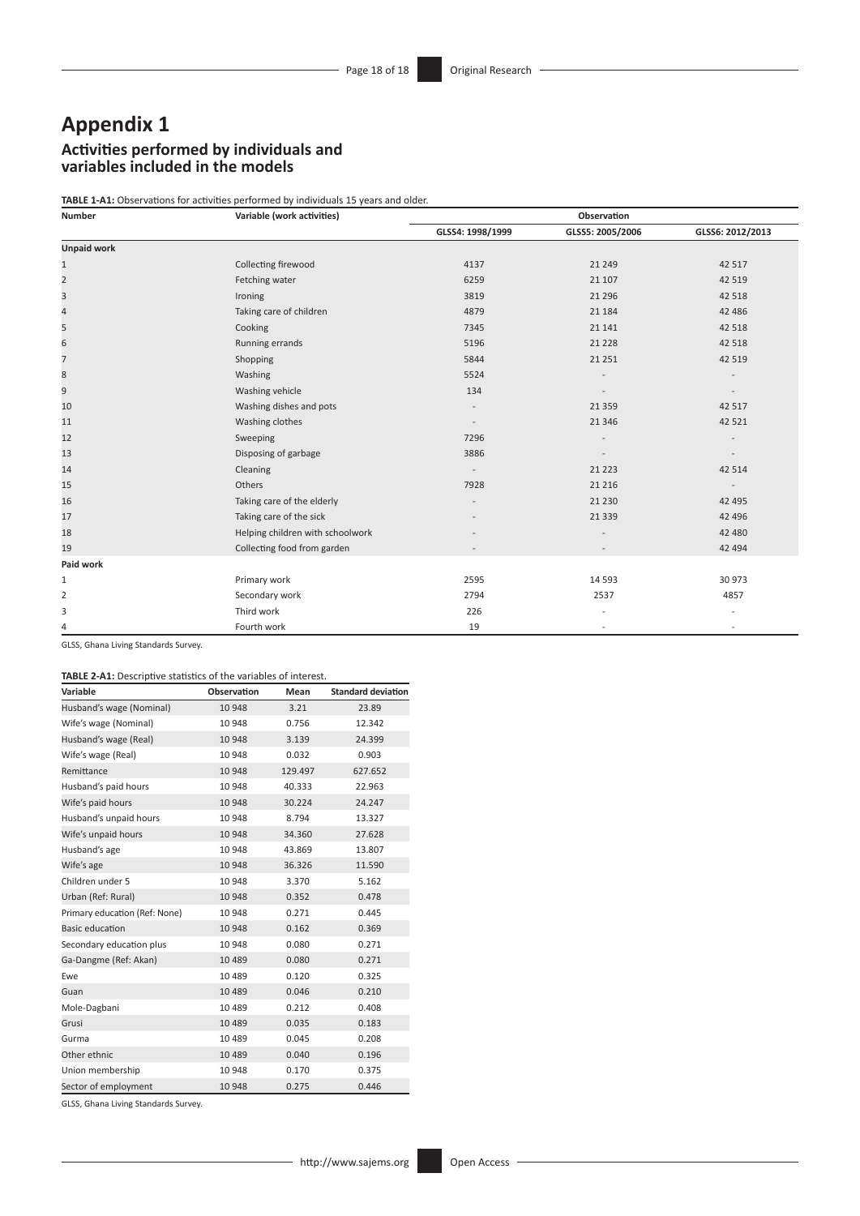# Appendix 1

## Activities performed by individuals and variables included in the models

**TABLE 1-A1:** Observations for activities performed by individuals 15 years and older.

| Number | Variable (work activities) | Observation | | |
|---|---|---|---|---|
| | | GLSS4: 1998/1999 | GLSS5: 2005/2006 | GLSS6: 2012/2013 |
| **Unpaid work** | | | | |
| 1 | Collecting firewood | 4137 | 21 249 | 42 517 |
| 2 | Fetching water | 6259 | 21 107 | 42 519 |
| 3 | Ironing | 3819 | 21 296 | 42 518 |
| 4 | Taking care of children | 4879 | 21 184 | 42 486 |
| 5 | Cooking | 7345 | 21 141 | 42 518 |
| 6 | Running errands | 5196 | 21 228 | 42 518 |
| 7 | Shopping | 5844 | 21 251 | 42 519 |
| 8 | Washing | 5524 | - | - |
| 9 | Washing vehicle | 134 | - | - |
| 10 | Washing dishes and pots | - | 21 359 | 42 517 |
| 11 | Washing clothes | - | 21 346 | 42 521 |
| 12 | Sweeping | 7296 | - | - |
| 13 | Disposing of garbage | 3886 | - | - |
| 14 | Cleaning | - | 21 223 | 42 514 |
| 15 | Others | 7928 | 21 216 | - |
| 16 | Taking care of the elderly | - | 21 230 | 42 495 |
| 17 | Taking care of the sick | - | 21 339 | 42 496 |
| 18 | Helping children with schoolwork | - | - | 42 480 |
| 19 | Collecting food from garden | - | - | 42 494 |
| **Paid work** | | | | |
| 1 | Primary work | 2595 | 14 593 | 30 973 |
| 2 | Secondary work | 2794 | 2537 | 4857 |
| 3 | Third work | 226 | - | - |
| 4 | Fourth work | 19 | - | - |

GLSS, Ghana Living Standards Survey.

**TABLE 2-A1:** Descriptive statistics of the variables of interest.

| Variable | Observation | Mean | Standard deviation |
|---|---|---|---|
| Husband's wage (Nominal) | 10 948 | 3.21 | 23.89 |
| Wife's wage (Nominal) | 10 948 | 0.756 | 12.342 |
| Husband's wage (Real) | 10 948 | 3.139 | 24.399 |
| Wife's wage (Real) | 10 948 | 0.032 | 0.903 |
| Remittance | 10 948 | 129.497 | 627.652 |
| Husband's paid hours | 10 948 | 40.333 | 22.963 |
| Wife's paid hours | 10 948 | 30.224 | 24.247 |
| Husband's unpaid hours | 10 948 | 8.794 | 13.327 |
| Wife's unpaid hours | 10 948 | 34.360 | 27.628 |
| Husband's age | 10 948 | 43.869 | 13.807 |
| Wife's age | 10 948 | 36.326 | 11.590 |
| Children under 5 | 10 948 | 3.370 | 5.162 |
| Urban (Ref: Rural) | 10 948 | 0.352 | 0.478 |
| Primary education (Ref: None) | 10 948 | 0.271 | 0.445 |
| Basic education | 10 948 | 0.162 | 0.369 |
| Secondary education plus | 10 948 | 0.080 | 0.271 |
| Ga-Dangme (Ref: Akan) | 10 489 | 0.080 | 0.271 |
| Ewe | 10 489 | 0.120 | 0.325 |
| Guan | 10 489 | 0.046 | 0.210 |
| Mole-Dagbani | 10 489 | 0.212 | 0.408 |
| Grusi | 10 489 | 0.035 | 0.183 |
| Gurma | 10 489 | 0.045 | 0.208 |
| Other ethnic | 10 489 | 0.040 | 0.196 |
| Union membership | 10 948 | 0.170 | 0.375 |
| Sector of employment | 10 948 | 0.275 | 0.446 |

GLSS, Ghana Living Standards Survey.